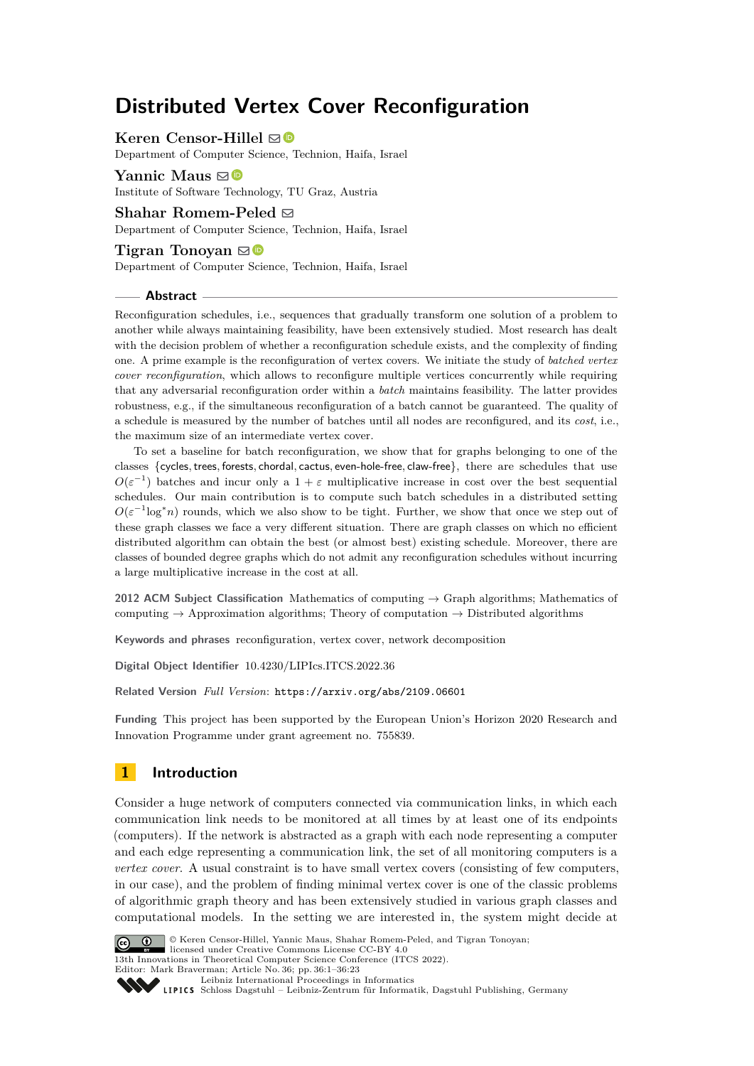# Distributed Vertex Cover Reconfiguration

**Keren Censor-Hillel**
Department of Computer Science, Technion, Haifa, Israel

**Yannic Maus**
Institute of Software Technology, TU Graz, Austria

**Shahar Romem-Peled**
Department of Computer Science, Technion, Haifa, Israel

**Tigran Tonoyan**
Department of Computer Science, Technion, Haifa, Israel

## Abstract

Reconfiguration schedules, i.e., sequences that gradually transform one solution of a problem to another while always maintaining feasibility, have been extensively studied. Most research has dealt with the decision problem of whether a reconfiguration schedule exists, and the complexity of finding one. A prime example is the reconfiguration of vertex covers. We initiate the study of *batched vertex cover reconfiguration*, which allows to reconfigure multiple vertices concurrently while requiring that any adversarial reconfiguration order within a *batch* maintains feasibility. The latter provides robustness, e.g., if the simultaneous reconfiguration of a batch cannot be guaranteed. The quality of a schedule is measured by the number of batches until all nodes are reconfigured, and its *cost*, i.e., the maximum size of an intermediate vertex cover.

To set a baseline for batch reconfiguration, we show that for graphs belonging to one of the classes {cycles, trees, forests, chordal, cactus, even-hole-free, claw-free}, there are schedules that use $O(\varepsilon^{-1})$ batches and incur only a $1+\varepsilon$ multiplicative increase in cost over the best sequential schedules. Our main contribution is to compute such batch schedules in a distributed setting $O(\varepsilon^{-1}\log^* n)$ rounds, which we also show to be tight. Further, we show that once we step out of these graph classes we face a very different situation. There are graph classes on which no efficient distributed algorithm can obtain the best (or almost best) existing schedule. Moreover, there are classes of bounded degree graphs which do not admit any reconfiguration schedules without incurring a large multiplicative increase in the cost at all.

**2012 ACM Subject Classification** Mathematics of computing → Graph algorithms; Mathematics of computing → Approximation algorithms; Theory of computation → Distributed algorithms

**Keywords and phrases** reconfiguration, vertex cover, network decomposition

**Digital Object Identifier** 10.4230/LIPIcs.ITCS.2022.36

**Related Version** *Full Version*: https://arxiv.org/abs/2109.06601

**Funding** This project has been supported by the European Union's Horizon 2020 Research and Innovation Programme under grant agreement no. 755839.

## 1 Introduction

Consider a huge network of computers connected via communication links, in which each communication link needs to be monitored at all times by at least one of its endpoints (computers). If the network is abstracted as a graph with each node representing a computer and each edge representing a communication link, the set of all monitoring computers is a *vertex cover*. A usual constraint is to have small vertex covers (consisting of few computers, in our case), and the problem of finding minimal vertex cover is one of the classic problems of algorithmic graph theory and has been extensively studied in various graph classes and computational models. In the setting we are interested in, the system might decide at

© Keren Censor-Hillel, Yannic Maus, Shahar Romem-Peled, and Tigran Tonoyan; licensed under Creative Commons License CC-BY 4.0
13th Innovations in Theoretical Computer Science Conference (ITCS 2022).
Editor: Mark Braverman; Article No. 36; pp. 36:1–36:23
Leibniz International Proceedings in Informatics
Schloss Dagstuhl – Leibniz-Zentrum für Informatik, Dagstuhl Publishing, Germany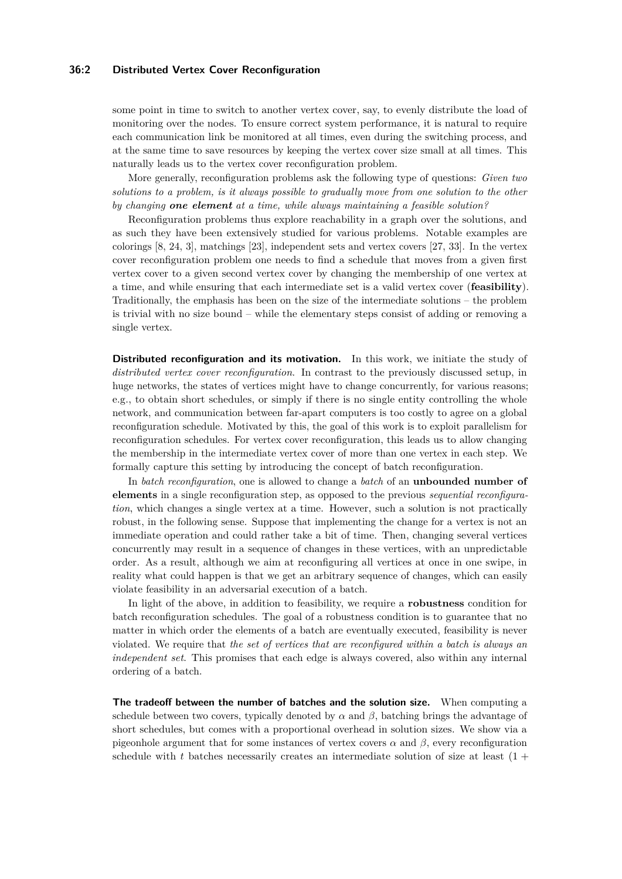some point in time to switch to another vertex cover, say, to evenly distribute the load of monitoring over the nodes. To ensure correct system performance, it is natural to require each communication link be monitored at all times, even during the switching process, and at the same time to save resources by keeping the vertex cover size small at all times. This naturally leads us to the vertex cover reconfiguration problem.

More generally, reconfiguration problems ask the following type of questions: *Given two solutions to a problem, is it always possible to gradually move from one solution to the other by changing* ***one element*** *at a time, while always maintaining a feasible solution?*

Reconfiguration problems thus explore reachability in a graph over the solutions, and as such they have been extensively studied for various problems. Notable examples are colorings [8, 24, 3], matchings [23], independent sets and vertex covers [27, 33]. In the vertex cover reconfiguration problem one needs to find a schedule that moves from a given first vertex cover to a given second vertex cover by changing the membership of one vertex at a time, and while ensuring that each intermediate set is a valid vertex cover (**feasibility**). Traditionally, the emphasis has been on the size of the intermediate solutions – the problem is trivial with no size bound – while the elementary steps consist of adding or removing a single vertex.

**Distributed reconfiguration and its motivation.** In this work, we initiate the study of *distributed vertex cover reconfiguration*. In contrast to the previously discussed setup, in huge networks, the states of vertices might have to change concurrently, for various reasons; e.g., to obtain short schedules, or simply if there is no single entity controlling the whole network, and communication between far-apart computers is too costly to agree on a global reconfiguration schedule. Motivated by this, the goal of this work is to exploit parallelism for reconfiguration schedules. For vertex cover reconfiguration, this leads us to allow changing the membership in the intermediate vertex cover of more than one vertex in each step. We formally capture this setting by introducing the concept of batch reconfiguration.

In *batch reconfiguration*, one is allowed to change a *batch* of an **unbounded number of elements** in a single reconfiguration step, as opposed to the previous *sequential reconfiguration*, which changes a single vertex at a time. However, such a solution is not practically robust, in the following sense. Suppose that implementing the change for a vertex is not an immediate operation and could rather take a bit of time. Then, changing several vertices concurrently may result in a sequence of changes in these vertices, with an unpredictable order. As a result, although we aim at reconfiguring all vertices at once in one swipe, in reality what could happen is that we get an arbitrary sequence of changes, which can easily violate feasibility in an adversarial execution of a batch.

In light of the above, in addition to feasibility, we require a **robustness** condition for batch reconfiguration schedules. The goal of a robustness condition is to guarantee that no matter in which order the elements of a batch are eventually executed, feasibility is never violated. We require that *the set of vertices that are reconfigured within a batch is always an independent set*. This promises that each edge is always covered, also within any internal ordering of a batch.

**The tradeoff between the number of batches and the solution size.** When computing a schedule between two covers, typically denoted by $\alpha$ and $\beta$, batching brings the advantage of short schedules, but comes with a proportional overhead in solution sizes. We show via a pigeonhole argument that for some instances of vertex covers $\alpha$ and $\beta$, every reconfiguration schedule with $t$ batches necessarily creates an intermediate solution of size at least $(1 +$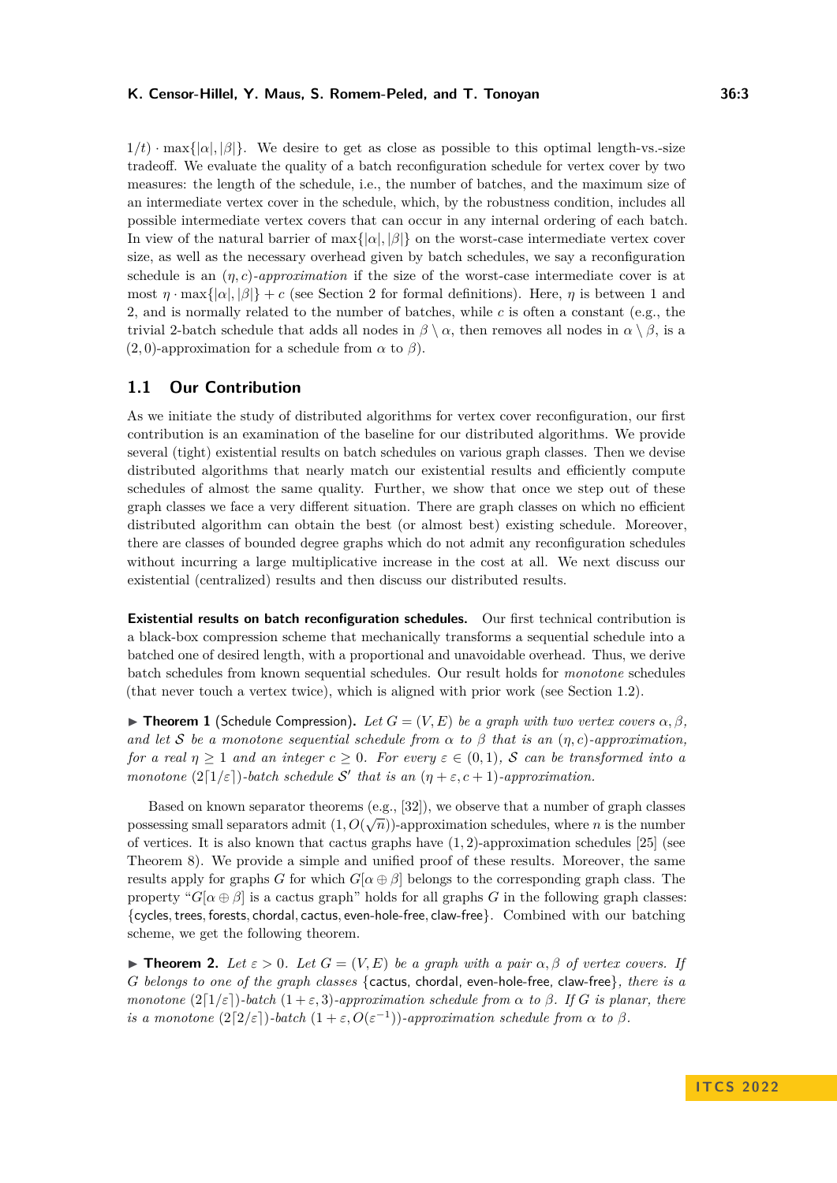$1/t) \cdot \max\{|\alpha|, |\beta|\}$. We desire to get as close as possible to this optimal length-vs.-size tradeoff. We evaluate the quality of a batch reconfiguration schedule for vertex cover by two measures: the length of the schedule, i.e., the number of batches, and the maximum size of an intermediate vertex cover in the schedule, which, by the robustness condition, includes all possible intermediate vertex covers that can occur in any internal ordering of each batch. In view of the natural barrier of $\max\{|\alpha|, |\beta|\}$ on the worst-case intermediate vertex cover size, as well as the necessary overhead given by batch schedules, we say a reconfiguration schedule is an $(\eta, c)$-*approximation* if the size of the worst-case intermediate cover is at most $\eta \cdot \max\{|\alpha|, |\beta|\} + c$ (see Section 2 for formal definitions). Here, $\eta$ is between 1 and 2, and is normally related to the number of batches, while $c$ is often a constant (e.g., the trivial 2-batch schedule that adds all nodes in $\beta \setminus \alpha$, then removes all nodes in $\alpha \setminus \beta$, is a $(2, 0)$-approximation for a schedule from $\alpha$ to $\beta$).

## 1.1 Our Contribution

As we initiate the study of distributed algorithms for vertex cover reconfiguration, our first contribution is an examination of the baseline for our distributed algorithms. We provide several (tight) existential results on batch schedules on various graph classes. Then we devise distributed algorithms that nearly match our existential results and efficiently compute schedules of almost the same quality. Further, we show that once we step out of these graph classes we face a very different situation. There are graph classes on which no efficient distributed algorithm can obtain the best (or almost best) existing schedule. Moreover, there are classes of bounded degree graphs which do not admit any reconfiguration schedules without incurring a large multiplicative increase in the cost at all. We next discuss our existential (centralized) results and then discuss our distributed results.

**Existential results on batch reconfiguration schedules.** Our first technical contribution is a black-box compression scheme that mechanically transforms a sequential schedule into a batched one of desired length, with a proportional and unavoidable overhead. Thus, we derive batch schedules from known sequential schedules. Our result holds for *monotone* schedules (that never touch a vertex twice), which is aligned with prior work (see Section 1.2).

▶ **Theorem 1** (Schedule Compression)**.** *Let $G = (V, E)$ be a graph with two vertex covers $\alpha, \beta$, and let $\mathcal{S}$ be a monotone sequential schedule from $\alpha$ to $\beta$ that is an $(\eta, c)$-approximation, for a real $\eta \geq 1$ and an integer $c \geq 0$. For every $\varepsilon \in (0, 1)$, $\mathcal{S}$ can be transformed into a monotone $(2\lceil 1/\varepsilon \rceil)$-batch schedule $\mathcal{S}'$ that is an $(\eta + \varepsilon, c + 1)$-approximation.*

Based on known separator theorems (e.g., [32]), we observe that a number of graph classes possessing small separators admit $(1, O(\sqrt{n}))$-approximation schedules, where $n$ is the number of vertices. It is also known that cactus graphs have $(1, 2)$-approximation schedules [25] (see Theorem 8). We provide a simple and unified proof of these results. Moreover, the same results apply for graphs $G$ for which $G[\alpha \oplus \beta]$ belongs to the corresponding graph class. The property "$G[\alpha \oplus \beta]$ is a cactus graph" holds for all graphs $G$ in the following graph classes: {cycles, trees, forests, chordal, cactus, even-hole-free, claw-free}. Combined with our batching scheme, we get the following theorem.

▶ **Theorem 2.** *Let $\varepsilon > 0$. Let $G = (V, E)$ be a graph with a pair $\alpha, \beta$ of vertex covers. If $G$ belongs to one of the graph classes* {cactus, chordal, even-hole-free, claw-free}*, there is a monotone $(2\lceil 1/\varepsilon \rceil)$-batch $(1 + \varepsilon, 3)$-approximation schedule from $\alpha$ to $\beta$. If $G$ is planar, there is a monotone $(2\lceil 2/\varepsilon \rceil)$-batch $(1 + \varepsilon, O(\varepsilon^{-1}))$-approximation schedule from $\alpha$ to $\beta$.*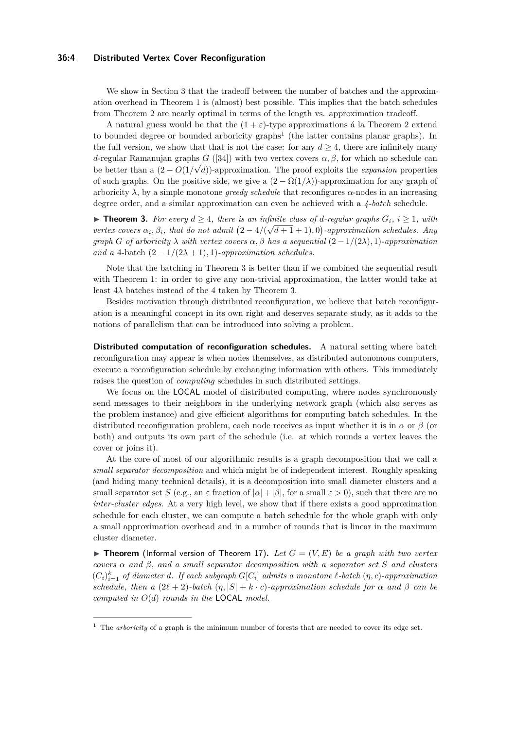We show in Section 3 that the tradeoff between the number of batches and the approximation overhead in Theorem 1 is (almost) best possible. This implies that the batch schedules from Theorem 2 are nearly optimal in terms of the length vs. approximation tradeoff.

A natural guess would be that the $(1+\varepsilon)$-type approximations á la Theorem 2 extend to bounded degree or bounded arboricity graphs[1] (the latter contains planar graphs). In the full version, we show that that is not the case: for any $d \geq 4$, there are infinitely many $d$-regular Ramanujan graphs $G$ ([34]) with two vertex covers $\alpha, \beta$, for which no schedule can be better than a $(2 - O(1/\sqrt{d}))$-approximation. The proof exploits the *expansion* properties of such graphs. On the positive side, we give a $(2 - \Omega(1/\lambda))$-approximation for any graph of arboricity $\lambda$, by a simple monotone *greedy schedule* that reconfigures $\alpha$-nodes in an increasing degree order, and a similar approximation can even be achieved with a *4-batch* schedule.

▶ **Theorem 3.** *For every $d \geq 4$, there is an infinite class of $d$-regular graphs $G_i$, $i \geq 1$, with vertex covers $\alpha_i, \beta_i$, that do not admit $\left(2 - 4/(\sqrt{d+1}+1), 0\right)$-approximation schedules. Any graph $G$ of arboricity $\lambda$ with vertex covers $\alpha, \beta$ has a sequential $(2 - 1/(2\lambda), 1)$-approximation and a* 4-batch *$(2 - 1/(2\lambda+1), 1)$-approximation schedules.*

Note that the batching in Theorem 3 is better than if we combined the sequential result with Theorem 1: in order to give any non-trivial approximation, the latter would take at least $4\lambda$ batches instead of the 4 taken by Theorem 3.

Besides motivation through distributed reconfiguration, we believe that batch reconfiguration is a meaningful concept in its own right and deserves separate study, as it adds to the notions of parallelism that can be introduced into solving a problem.

**Distributed computation of reconfiguration schedules.** A natural setting where batch reconfiguration may appear is when nodes themselves, as distributed autonomous computers, execute a reconfiguration schedule by exchanging information with others. This immediately raises the question of *computing* schedules in such distributed settings.

We focus on the LOCAL model of distributed computing, where nodes synchronously send messages to their neighbors in the underlying network graph (which also serves as the problem instance) and give efficient algorithms for computing batch schedules. In the distributed reconfiguration problem, each node receives as input whether it is in $\alpha$ or $\beta$ (or both) and outputs its own part of the schedule (i.e. at which rounds a vertex leaves the cover or joins it).

At the core of most of our algorithmic results is a graph decomposition that we call a *small separator decomposition* and which might be of independent interest. Roughly speaking (and hiding many technical details), it is a decomposition into small diameter clusters and a small separator set $S$ (e.g., an $\varepsilon$ fraction of $|\alpha| + |\beta|$, for a small $\varepsilon > 0$), such that there are no *inter-cluster edges*. At a very high level, we show that if there exists a good approximation schedule for each cluster, we can compute a batch schedule for the whole graph with only a small approximation overhead and in a number of rounds that is linear in the maximum cluster diameter.

▶ **Theorem** (Informal version of Theorem 17)**.** *Let $G = (V, E)$ be a graph with two vertex covers $\alpha$ and $\beta$, and a small separator decomposition with a separator set $S$ and clusters $(C_i)_{i=1}^k$ of diameter $d$. If each subgraph $G[C_i]$ admits a monotone $\ell$-batch $(\eta, c)$-approximation schedule, then a $(2\ell+2)$-batch $(\eta, |S| + k \cdot c)$-approximation schedule for $\alpha$ and $\beta$ can be computed in $O(d)$ rounds in the* LOCAL *model.*

[1] The *arboricity* of a graph is the minimum number of forests that are needed to cover its edge set.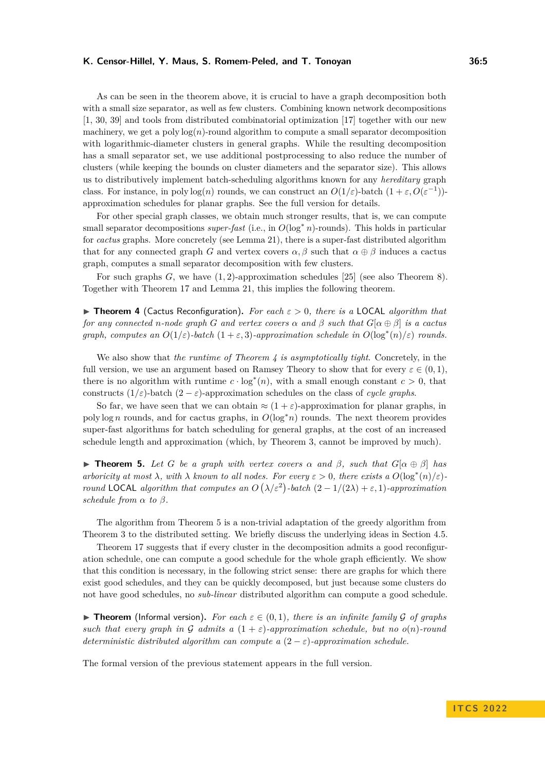As can be seen in the theorem above, it is crucial to have a graph decomposition both with a small size separator, as well as few clusters. Combining known network decompositions [1, 30, 39] and tools from distributed combinatorial optimization [17] together with our new machinery, we get a $\text{poly}\log(n)$-round algorithm to compute a small separator decomposition with logarithmic-diameter clusters in general graphs. While the resulting decomposition has a small separator set, we use additional postprocessing to also reduce the number of clusters (while keeping the bounds on cluster diameters and the separator size). This allows us to distributively implement batch-scheduling algorithms known for any *hereditary* graph class. For instance, in $\text{poly}\log(n)$ rounds, we can construct an $O(1/\varepsilon)$-batch $(1+\varepsilon, O(\varepsilon^{-1}))$-approximation schedules for planar graphs. See the full version for details.

For other special graph classes, we obtain much stronger results, that is, we can compute small separator decompositions *super-fast* (i.e., in $O(\log^* n)$-rounds). This holds in particular for *cactus* graphs. More concretely (see Lemma 21), there is a super-fast distributed algorithm that for any connected graph $G$ and vertex covers $\alpha, \beta$ such that $\alpha \oplus \beta$ induces a cactus graph, computes a small separator decomposition with few clusters.

For such graphs $G$, we have $(1,2)$-approximation schedules [25] (see also Theorem 8). Together with Theorem 17 and Lemma 21, this implies the following theorem.

▶ **Theorem 4** (Cactus Reconfiguration). *For each $\varepsilon > 0$, there is a* LOCAL *algorithm that for any connected $n$-node graph $G$ and vertex covers $\alpha$ and $\beta$ such that $G[\alpha \oplus \beta]$ is a cactus graph, computes an $O(1/\varepsilon)$-batch $(1+\varepsilon, 3)$-approximation schedule in $O(\log^*(n)/\varepsilon)$ rounds.*

We also show that *the runtime of Theorem 4 is asymptotically tight*. Concretely, in the full version, we use an argument based on Ramsey Theory to show that for every $\varepsilon \in (0,1)$, there is no algorithm with runtime $c \cdot \log^*(n)$, with a small enough constant $c > 0$, that constructs $(1/\varepsilon)$-batch $(2-\varepsilon)$-approximation schedules on the class of *cycle graphs*.

So far, we have seen that we can obtain $\approx (1+\varepsilon)$-approximation for planar graphs, in $\text{poly}\log n$ rounds, and for cactus graphs, in $O(\log^* n)$ rounds. The next theorem provides super-fast algorithms for batch scheduling for general graphs, at the cost of an increased schedule length and approximation (which, by Theorem 3, cannot be improved by much).

▶ **Theorem 5.** *Let $G$ be a graph with vertex covers $\alpha$ and $\beta$, such that $G[\alpha \oplus \beta]$ has arboricity at most $\lambda$, with $\lambda$ known to all nodes. For every $\varepsilon > 0$, there exists a $O(\log^*(n)/\varepsilon)$-round* LOCAL *algorithm that computes an $O\left(\lambda/\varepsilon^2\right)$-batch $(2 - 1/(2\lambda) + \varepsilon, 1)$-approximation schedule from $\alpha$ to $\beta$.*

The algorithm from Theorem 5 is a non-trivial adaptation of the greedy algorithm from Theorem 3 to the distributed setting. We briefly discuss the underlying ideas in Section 4.5.

Theorem 17 suggests that if every cluster in the decomposition admits a good reconfiguration schedule, one can compute a good schedule for the whole graph efficiently. We show that this condition is necessary, in the following strict sense: there are graphs for which there exist good schedules, and they can be quickly decomposed, but just because some clusters do not have good schedules, no *sub-linear* distributed algorithm can compute a good schedule.

▶ **Theorem** (Informal version). *For each $\varepsilon \in (0,1)$, there is an infinite family $\mathcal{G}$ of graphs such that every graph in $\mathcal{G}$ admits a $(1+\varepsilon)$-approximation schedule, but no $o(n)$-round deterministic distributed algorithm can compute a $(2-\varepsilon)$-approximation schedule.*

The formal version of the previous statement appears in the full version.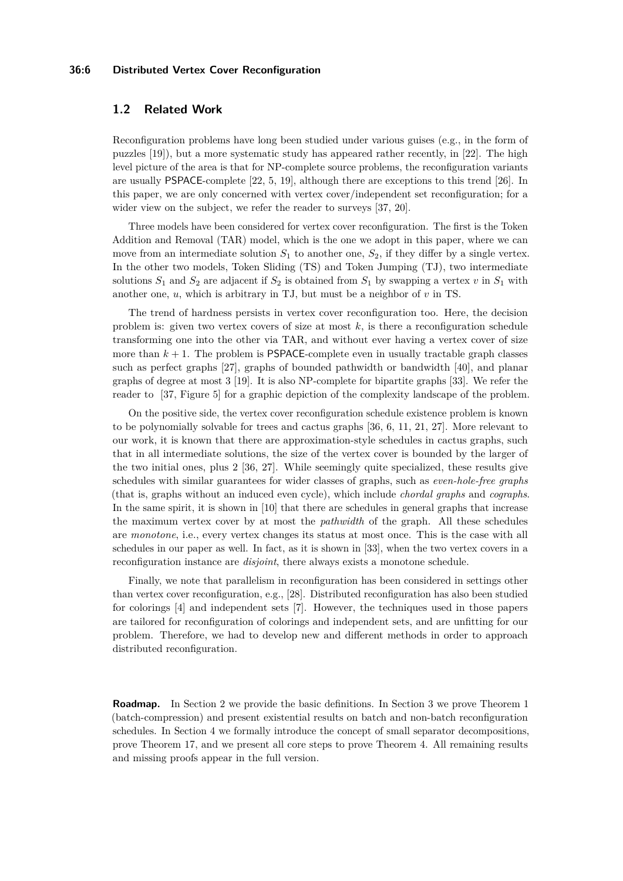## 1.2 Related Work

Reconfiguration problems have long been studied under various guises (e.g., in the form of puzzles [19]), but a more systematic study has appeared rather recently, in [22]. The high level picture of the area is that for NP-complete source problems, the reconfiguration variants are usually PSPACE-complete [22, 5, 19], although there are exceptions to this trend [26]. In this paper, we are only concerned with vertex cover/independent set reconfiguration; for a wider view on the subject, we refer the reader to surveys [37, 20].

Three models have been considered for vertex cover reconfiguration. The first is the Token Addition and Removal (TAR) model, which is the one we adopt in this paper, where we can move from an intermediate solution $S_1$ to another one, $S_2$, if they differ by a single vertex. In the other two models, Token Sliding (TS) and Token Jumping (TJ), two intermediate solutions $S_1$ and $S_2$ are adjacent if $S_2$ is obtained from $S_1$ by swapping a vertex $v$ in $S_1$ with another one, $u$, which is arbitrary in TJ, but must be a neighbor of $v$ in TS.

The trend of hardness persists in vertex cover reconfiguration too. Here, the decision problem is: given two vertex covers of size at most $k$, is there a reconfiguration schedule transforming one into the other via TAR, and without ever having a vertex cover of size more than $k + 1$. The problem is PSPACE-complete even in usually tractable graph classes such as perfect graphs [27], graphs of bounded pathwidth or bandwidth [40], and planar graphs of degree at most 3 [19]. It is also NP-complete for bipartite graphs [33]. We refer the reader to [37, Figure 5] for a graphic depiction of the complexity landscape of the problem.

On the positive side, the vertex cover reconfiguration schedule existence problem is known to be polynomially solvable for trees and cactus graphs [36, 6, 11, 21, 27]. More relevant to our work, it is known that there are approximation-style schedules in cactus graphs, such that in all intermediate solutions, the size of the vertex cover is bounded by the larger of the two initial ones, plus 2 [36, 27]. While seemingly quite specialized, these results give schedules with similar guarantees for wider classes of graphs, such as *even-hole-free graphs* (that is, graphs without an induced even cycle), which include *chordal graphs* and *cographs*. In the same spirit, it is shown in [10] that there are schedules in general graphs that increase the maximum vertex cover by at most the *pathwidth* of the graph. All these schedules are *monotone*, i.e., every vertex changes its status at most once. This is the case with all schedules in our paper as well. In fact, as it is shown in [33], when the two vertex covers in a reconfiguration instance are *disjoint*, there always exists a monotone schedule.

Finally, we note that parallelism in reconfiguration has been considered in settings other than vertex cover reconfiguration, e.g., [28]. Distributed reconfiguration has also been studied for colorings [4] and independent sets [7]. However, the techniques used in those papers are tailored for reconfiguration of colorings and independent sets, and are unfitting for our problem. Therefore, we had to develop new and different methods in order to approach distributed reconfiguration.

**Roadmap.** In Section 2 we provide the basic definitions. In Section 3 we prove Theorem 1 (batch-compression) and present existential results on batch and non-batch reconfiguration schedules. In Section 4 we formally introduce the concept of small separator decompositions, prove Theorem 17, and we present all core steps to prove Theorem 4. All remaining results and missing proofs appear in the full version.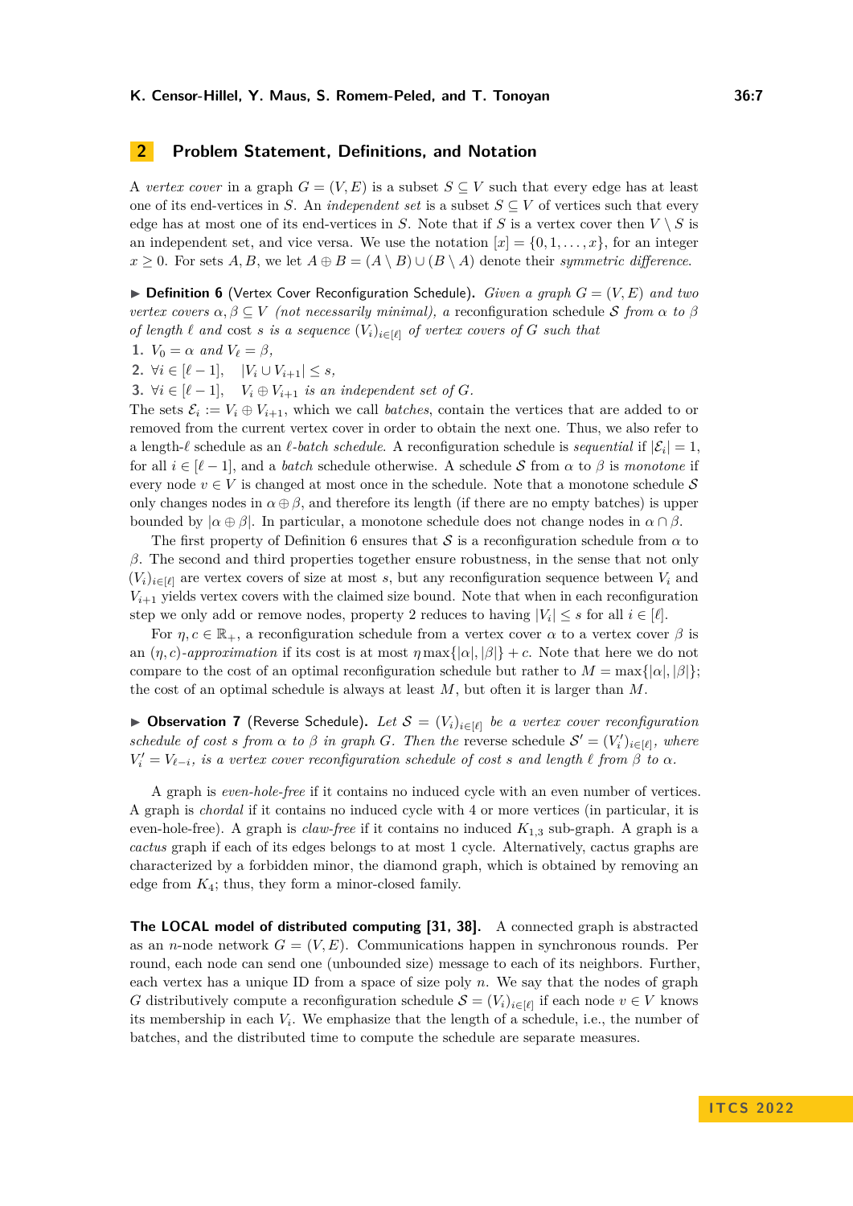## 2 Problem Statement, Definitions, and Notation

A *vertex cover* in a graph $G = (V, E)$ is a subset $S \subseteq V$ such that every edge has at least one of its end-vertices in $S$. An *independent set* is a subset $S \subseteq V$ of vertices such that every edge has at most one of its end-vertices in $S$. Note that if $S$ is a vertex cover then $V \setminus S$ is an independent set, and vice versa. We use the notation $[x] = \{0, 1, \ldots, x\}$, for an integer $x \geq 0$. For sets $A, B$, we let $A \oplus B = (A \setminus B) \cup (B \setminus A)$ denote their *symmetric difference*.

▶ **Definition 6** (Vertex Cover Reconfiguration Schedule). *Given a graph $G = (V, E)$ and two vertex covers $\alpha, \beta \subseteq V$ (not necessarily minimal), a* reconfiguration schedule *$\mathcal{S}$ from $\alpha$ to $\beta$ of length $\ell$ and* cost *$s$ is a sequence $(V_i)_{i \in [\ell]}$ of vertex covers of $G$ such that*

1. *$V_0 = \alpha$ and $V_\ell = \beta$,*
2. *$\forall i \in [\ell - 1], \quad |V_i \cup V_{i+1}| \leq s$,*
3. *$\forall i \in [\ell - 1], \quad V_i \oplus V_{i+1}$ is an independent set of $G$.*

The sets $\mathcal{E}_i := V_i \oplus V_{i+1}$, which we call *batches*, contain the vertices that are added to or removed from the current vertex cover in order to obtain the next one. Thus, we also refer to a length-$\ell$ schedule as an *$\ell$-batch schedule*. A reconfiguration schedule is *sequential* if $|\mathcal{E}_i| = 1$, for all $i \in [\ell - 1]$, and a *batch* schedule otherwise. A schedule $\mathcal{S}$ from $\alpha$ to $\beta$ is *monotone* if every node $v \in V$ is changed at most once in the schedule. Note that a monotone schedule $\mathcal{S}$ only changes nodes in $\alpha \oplus \beta$, and therefore its length (if there are no empty batches) is upper bounded by $|\alpha \oplus \beta|$. In particular, a monotone schedule does not change nodes in $\alpha \cap \beta$.

The first property of Definition 6 ensures that $\mathcal{S}$ is a reconfiguration schedule from $\alpha$ to $\beta$. The second and third properties together ensure robustness, in the sense that not only $(V_i)_{i \in [\ell]}$ are vertex covers of size at most $s$, but any reconfiguration sequence between $V_i$ and $V_{i+1}$ yields vertex covers with the claimed size bound. Note that when in each reconfiguration step we only add or remove nodes, property 2 reduces to having $|V_i| \leq s$ for all $i \in [\ell]$.

For $\eta, c \in \mathbb{R}_+$, a reconfiguration schedule from a vertex cover $\alpha$ to a vertex cover $\beta$ is an *$(\eta, c)$-approximation* if its cost is at most $\eta \max\{|\alpha|, |\beta|\} + c$. Note that here we do not compare to the cost of an optimal reconfiguration schedule but rather to $M = \max\{|\alpha|, |\beta|\}$; the cost of an optimal schedule is always at least $M$, but often it is larger than $M$.

▶ **Observation 7** (Reverse Schedule). *Let $\mathcal{S} = (V_i)_{i \in [\ell]}$ be a vertex cover reconfiguration schedule of cost $s$ from $\alpha$ to $\beta$ in graph $G$. Then the* reverse schedule *$\mathcal{S}' = (V'_i)_{i \in [\ell]}$, where $V'_i = V_{\ell - i}$, is a vertex cover reconfiguration schedule of cost $s$ and length $\ell$ from $\beta$ to $\alpha$.*

A graph is *even-hole-free* if it contains no induced cycle with an even number of vertices. A graph is *chordal* if it contains no induced cycle with 4 or more vertices (in particular, it is even-hole-free). A graph is *claw-free* if it contains no induced $K_{1,3}$ sub-graph. A graph is a *cactus* graph if each of its edges belongs to at most 1 cycle. Alternatively, cactus graphs are characterized by a forbidden minor, the diamond graph, which is obtained by removing an edge from $K_4$; thus, they form a minor-closed family.

**The LOCAL model of distributed computing [31, 38].** A connected graph is abstracted as an $n$-node network $G = (V, E)$. Communications happen in synchronous rounds. Per round, each node can send one (unbounded size) message to each of its neighbors. Further, each vertex has a unique ID from a space of size poly $n$. We say that the nodes of graph $G$ distributively compute a reconfiguration schedule $\mathcal{S} = (V_i)_{i \in [\ell]}$ if each node $v \in V$ knows its membership in each $V_i$. We emphasize that the length of a schedule, i.e., the number of batches, and the distributed time to compute the schedule are separate measures.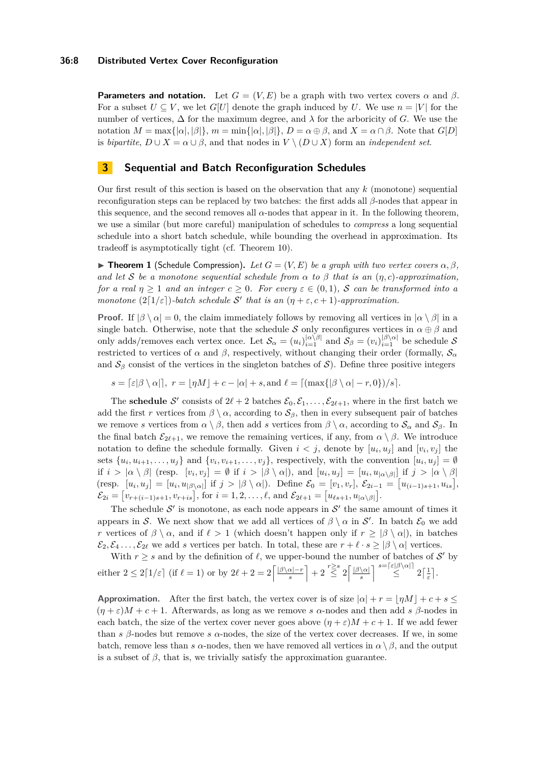**Parameters and notation.** Let $G = (V, E)$ be a graph with two vertex covers $\alpha$ and $\beta$. For a subset $U \subseteq V$, we let $G[U]$ denote the graph induced by $U$. We use $n = |V|$ for the number of vertices, $\Delta$ for the maximum degree, and $\lambda$ for the arboricity of $G$. We use the notation $M = \max\{|\alpha|, |\beta|\}$, $m = \min\{|\alpha|, |\beta|\}$, $D = \alpha \oplus \beta$, and $X = \alpha \cap \beta$. Note that $G[D]$ is *bipartite*, $D \cup X = \alpha \cup \beta$, and that nodes in $V \setminus (D \cup X)$ form an *independent set*.

# 3 Sequential and Batch Reconfiguration Schedules

Our first result of this section is based on the observation that any $k$ (monotone) sequential reconfiguration steps can be replaced by two batches: the first adds all $\beta$-nodes that appear in this sequence, and the second removes all $\alpha$-nodes that appear in it. In the following theorem, we use a similar (but more careful) manipulation of schedules to *compress* a long sequential schedule into a short batch schedule, while bounding the overhead in approximation. Its tradeoff is asymptotically tight (cf. Theorem 10).

▶ **Theorem 1** (Schedule Compression). *Let $G = (V, E)$ be a graph with two vertex covers $\alpha, \beta$, and let $\mathcal{S}$ be a monotone sequential schedule from $\alpha$ to $\beta$ that is an $(\eta, c)$-approximation, for a real $\eta \geq 1$ and an integer $c \geq 0$. For every $\varepsilon \in (0, 1)$, $\mathcal{S}$ can be transformed into a monotone $(2\lceil 1/\varepsilon \rceil)$-batch schedule $\mathcal{S}'$ that is an $(\eta + \varepsilon, c + 1)$-approximation.*

**Proof.** If $|\beta \setminus \alpha| = 0$, the claim immediately follows by removing all vertices in $|\alpha \setminus \beta|$ in a single batch. Otherwise, note that the schedule $\mathcal{S}$ only reconfigures vertices in $\alpha \oplus \beta$ and only adds/removes each vertex once. Let $\mathcal{S}_\alpha = (u_i)_{i=1}^{|\alpha\setminus\beta|}$ and $\mathcal{S}_\beta = (v_i)_{i=1}^{|\beta\setminus\alpha|}$ be schedule $\mathcal{S}$ restricted to vertices of $\alpha$ and $\beta$, respectively, without changing their order (formally, $\mathcal{S}_\alpha$ and $\mathcal{S}_\beta$ consist of the vertices in the singleton batches of $\mathcal{S}$). Define three positive integers

$$s = \lceil \varepsilon|\beta \setminus \alpha| \rceil,\ r = \lfloor \eta M \rfloor + c - |\alpha| + s, \text{and } \ell = \lceil (\max\{|\beta \setminus \alpha| - r, 0\})/s \rceil.$$

The **schedule** $\mathcal{S}'$ consists of $2\ell + 2$ batches $\mathcal{E}_0, \mathcal{E}_1, \ldots, \mathcal{E}_{2\ell+1}$, where in the first batch we add the first $r$ vertices from $\beta \setminus \alpha$, according to $\mathcal{S}_\beta$, then in every subsequent pair of batches we remove $s$ vertices from $\alpha \setminus \beta$, then add $s$ vertices from $\beta \setminus \alpha$, according to $\mathcal{S}_\alpha$ and $\mathcal{S}_\beta$. In the final batch $\mathcal{E}_{2\ell+1}$, we remove the remaining vertices, if any, from $\alpha \setminus \beta$. We introduce notation to define the schedule formally. Given $i < j$, denote by $[u_i, u_j]$ and $[v_i, v_j]$ the sets $\{u_i, u_{i+1}, \ldots, u_j\}$ and $\{v_i, v_{i+1}, \ldots, v_j\}$, respectively, with the convention $[u_i, u_j] = \emptyset$ if $i > |\alpha \setminus \beta|$ (resp. $[v_i, v_j] = \emptyset$ if $i > |\beta \setminus \alpha|$), and $[u_i, u_j] = [u_i, u_{|\alpha\setminus\beta|}]$ if $j > |\alpha \setminus \beta|$ (resp. $[u_i, u_j] = [u_i, u_{|\beta\setminus\alpha|}]$ if $j > |\beta \setminus \alpha|$). Define $\mathcal{E}_0 = [v_1, v_r]$, $\mathcal{E}_{2i-1} = [u_{(i-1)s+1}, u_{is}]$, $\mathcal{E}_{2i} = [v_{r+(i-1)s+1}, v_{r+is}]$, for $i = 1, 2, \ldots, \ell$, and $\mathcal{E}_{2\ell+1} = [u_{\ell s+1}, u_{|\alpha\setminus\beta|}]$.

The schedule $\mathcal{S}'$ is monotone, as each node appears in $\mathcal{S}'$ the same amount of times it appears in $\mathcal{S}$. We next show that we add all vertices of $\beta \setminus \alpha$ in $\mathcal{S}'$. In batch $\mathcal{E}_0$ we add $r$ vertices of $\beta \setminus \alpha$, and if $\ell > 1$ (which doesn't happen only if $r \geq |\beta \setminus \alpha|$), in batches $\mathcal{E}_2, \mathcal{E}_4 \ldots, \mathcal{E}_{2\ell}$ we add $s$ vertices per batch. In total, these are $r + \ell \cdot s \geq |\beta \setminus \alpha|$ vertices.

With $r \geq s$ and by the definition of $\ell$, we upper-bound the number of batches of $\mathcal{S}'$ by either $2 \leq 2\lceil 1/\varepsilon \rceil$ (if $\ell = 1$) or by $2\ell + 2 = 2\left\lceil \frac{|\beta\setminus\alpha|-r}{s} \right\rceil + 2 \overset{r \geq s}{\leq} 2\left\lceil \frac{|\beta\setminus\alpha|}{s} \right\rceil \overset{s=\lceil\varepsilon|\beta\setminus\alpha|\rceil}{\leq} 2\left\lceil \frac{1}{\varepsilon} \right\rceil$.

**Approximation.** After the first batch, the vertex cover is of size $|\alpha| + r = \lfloor \eta M \rfloor + c + s \leq (\eta + \varepsilon)M + c + 1$. Afterwards, as long as we remove $s$ $\alpha$-nodes and then add $s$ $\beta$-nodes in each batch, the size of the vertex cover never goes above $(\eta + \varepsilon)M + c + 1$. If we add fewer than $s$ $\beta$-nodes but remove $s$ $\alpha$-nodes, the size of the vertex cover decreases. If we, in some batch, remove less than $s$ $\alpha$-nodes, then we have removed all vertices in $\alpha \setminus \beta$, and the output is a subset of $\beta$, that is, we trivially satisfy the approximation guarantee.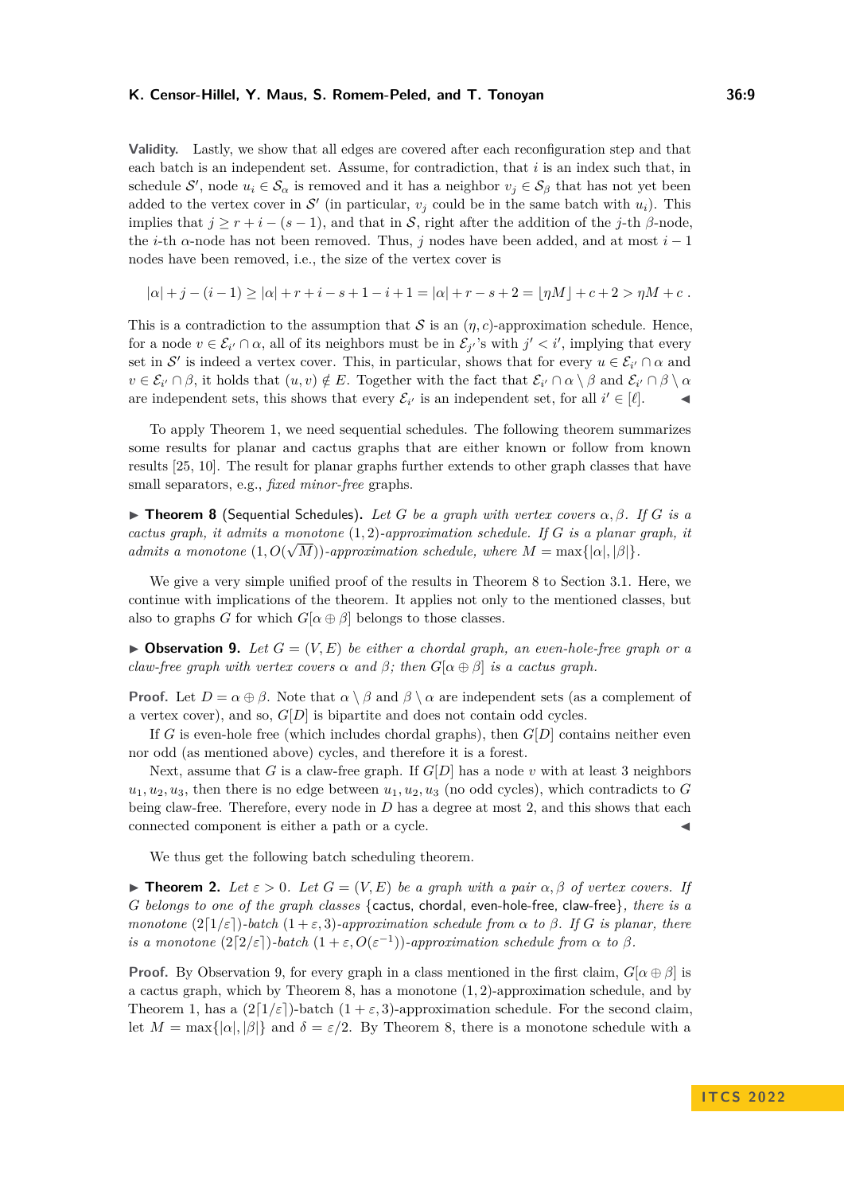**Validity.** Lastly, we show that all edges are covered after each reconfiguration step and that each batch is an independent set. Assume, for contradiction, that $i$ is an index such that, in schedule $\mathcal{S}'$, node $u_i \in \mathcal{S}_\alpha$ is removed and it has a neighbor $v_j \in \mathcal{S}_\beta$ that has not yet been added to the vertex cover in $\mathcal{S}'$ (in particular, $v_j$ could be in the same batch with $u_i$). This implies that $j \geq r + i - (s-1)$, and that in $\mathcal{S}$, right after the addition of the $j$-th $\beta$-node, the $i$-th $\alpha$-node has not been removed. Thus, $j$ nodes have been added, and at most $i-1$ nodes have been removed, i.e., the size of the vertex cover is

$$|\alpha| + j - (i-1) \geq |\alpha| + r + i - s + 1 - i + 1 = |\alpha| + r - s + 2 = \lfloor \eta M \rfloor + c + 2 > \eta M + c\ .$$

This is a contradiction to the assumption that $\mathcal{S}$ is an $(\eta, c)$-approximation schedule. Hence, for a node $v \in \mathcal{E}_{i'} \cap \alpha$, all of its neighbors must be in $\mathcal{E}_{j'}$'s with $j' < i'$, implying that every set in $\mathcal{S}'$ is indeed a vertex cover. This, in particular, shows that for every $u \in \mathcal{E}_{i'} \cap \alpha$ and $v \in \mathcal{E}_{i'} \cap \beta$, it holds that $(u,v) \notin E$. Together with the fact that $\mathcal{E}_{i'} \cap \alpha \setminus \beta$ and $\mathcal{E}_{i'} \cap \beta \setminus \alpha$ are independent sets, this shows that every $\mathcal{E}_{i'}$ is an independent set, for all $i' \in [\ell]$. ◂

To apply Theorem 1, we need sequential schedules. The following theorem summarizes some results for planar and cactus graphs that are either known or follow from known results [25, 10]. The result for planar graphs further extends to other graph classes that have small separators, e.g., *fixed minor-free* graphs.

▶ **Theorem 8** (Sequential Schedules). *Let $G$ be a graph with vertex covers $\alpha, \beta$. If $G$ is a cactus graph, it admits a monotone $(1,2)$-approximation schedule. If $G$ is a planar graph, it admits a monotone $(1, O(\sqrt{M}))$-approximation schedule, where $M = \max\{|\alpha|, |\beta|\}$.*

We give a very simple unified proof of the results in Theorem 8 to Section 3.1. Here, we continue with implications of the theorem. It applies not only to the mentioned classes, but also to graphs $G$ for which $G[\alpha \oplus \beta]$ belongs to those classes.

▶ **Observation 9.** *Let $G = (V, E)$ be either a chordal graph, an even-hole-free graph or a claw-free graph with vertex covers $\alpha$ and $\beta$; then $G[\alpha \oplus \beta]$ is a cactus graph.*

**Proof.** Let $D = \alpha \oplus \beta$. Note that $\alpha \setminus \beta$ and $\beta \setminus \alpha$ are independent sets (as a complement of a vertex cover), and so, $G[D]$ is bipartite and does not contain odd cycles.

If $G$ is even-hole free (which includes chordal graphs), then $G[D]$ contains neither even nor odd (as mentioned above) cycles, and therefore it is a forest.

Next, assume that $G$ is a claw-free graph. If $G[D]$ has a node $v$ with at least 3 neighbors $u_1, u_2, u_3$, then there is no edge between $u_1, u_2, u_3$ (no odd cycles), which contradicts to $G$ being claw-free. Therefore, every node in $D$ has a degree at most 2, and this shows that each connected component is either a path or a cycle. ◂

We thus get the following batch scheduling theorem.

▶ **Theorem 2.** *Let $\varepsilon > 0$. Let $G = (V, E)$ be a graph with a pair $\alpha, \beta$ of vertex covers. If $G$ belongs to one of the graph classes* {cactus, chordal, even-hole-free, claw-free}*, there is a monotone $(2\lceil 1/\varepsilon \rceil)$-batch $(1+\varepsilon, 3)$-approximation schedule from $\alpha$ to $\beta$. If $G$ is planar, there is a monotone $(2\lceil 2/\varepsilon \rceil)$-batch $(1+\varepsilon, O(\varepsilon^{-1}))$-approximation schedule from $\alpha$ to $\beta$.*

**Proof.** By Observation 9, for every graph in a class mentioned in the first claim, $G[\alpha \oplus \beta]$ is a cactus graph, which by Theorem 8, has a monotone $(1,2)$-approximation schedule, and by Theorem 1, has a $(2\lceil 1/\varepsilon \rceil)$-batch $(1+\varepsilon, 3)$-approximation schedule. For the second claim, let $M = \max\{|\alpha|, |\beta|\}$ and $\delta = \varepsilon/2$. By Theorem 8, there is a monotone schedule with a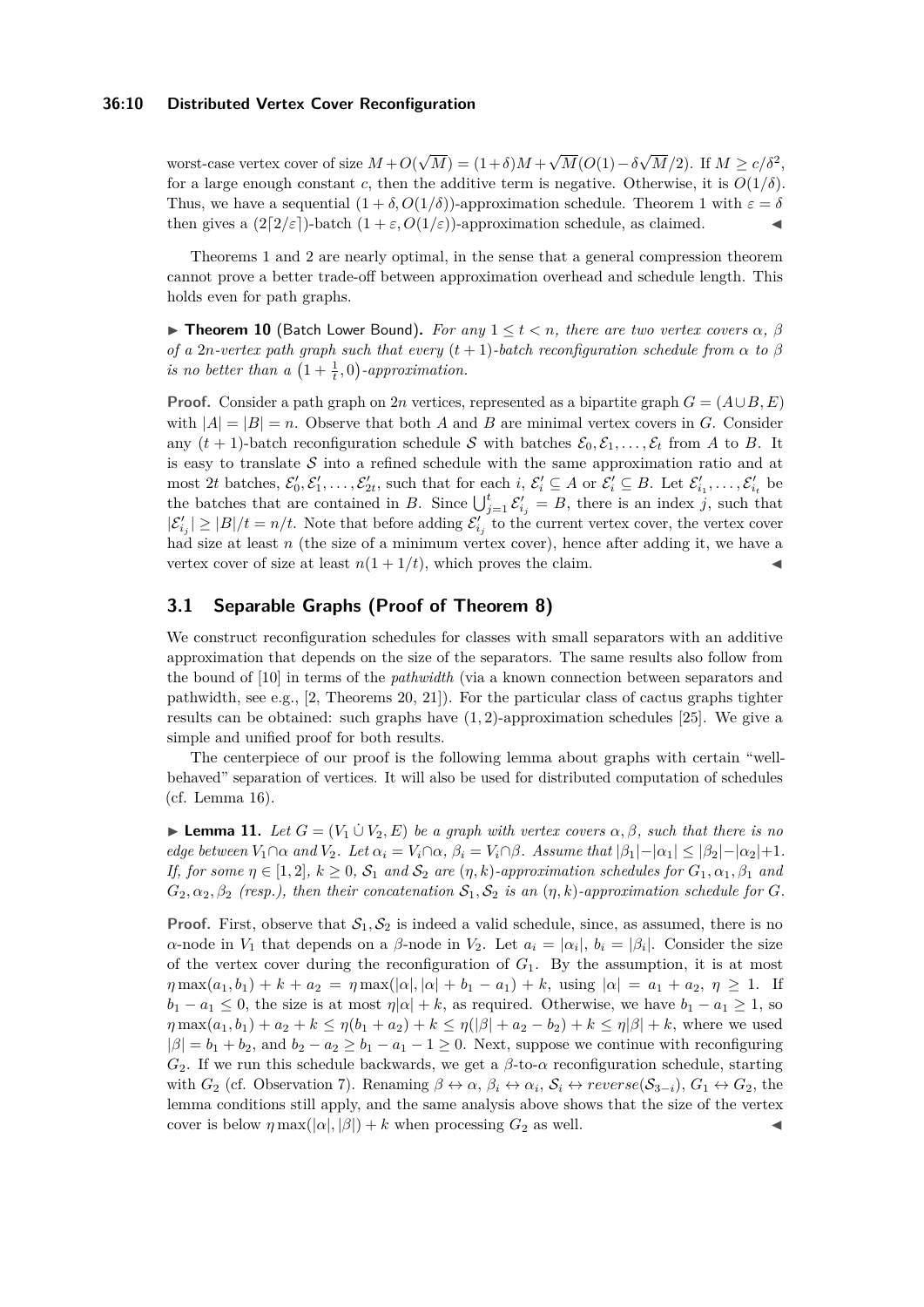worst-case vertex cover of size $M + O(\sqrt{M}) = (1+\delta)M + \sqrt{M}(O(1) - \delta\sqrt{M}/2)$. If $M \geq c/\delta^2$, for a large enough constant $c$, then the additive term is negative. Otherwise, it is $O(1/\delta)$. Thus, we have a sequential $(1+\delta, O(1/\delta))$-approximation schedule. Theorem 1 with $\varepsilon = \delta$ then gives a $(2\lceil 2/\varepsilon \rceil)$-batch $(1+\varepsilon, O(1/\varepsilon))$-approximation schedule, as claimed. ◀

Theorems 1 and 2 are nearly optimal, in the sense that a general compression theorem cannot prove a better trade-off between approximation overhead and schedule length. This holds even for path graphs.

▶ **Theorem 10** (Batch Lower Bound). *For any $1 \leq t < n$, there are two vertex covers $\alpha$, $\beta$ of a $2n$-vertex path graph such that every $(t+1)$-batch reconfiguration schedule from $\alpha$ to $\beta$ is no better than a $\left(1 + \frac{1}{t}, 0\right)$-approximation.*

**Proof.** Consider a path graph on $2n$ vertices, represented as a bipartite graph $G = (A \cup B, E)$ with $|A| = |B| = n$. Observe that both $A$ and $B$ are minimal vertex covers in $G$. Consider any $(t+1)$-batch reconfiguration schedule $\mathcal{S}$ with batches $\mathcal{E}_0, \mathcal{E}_1, \ldots, \mathcal{E}_t$ from $A$ to $B$. It is easy to translate $\mathcal{S}$ into a refined schedule with the same approximation ratio and at most $2t$ batches, $\mathcal{E}'_0, \mathcal{E}'_1, \ldots, \mathcal{E}'_{2t}$, such that for each $i$, $\mathcal{E}'_i \subseteq A$ or $\mathcal{E}'_i \subseteq B$. Let $\mathcal{E}'_{i_1}, \ldots, \mathcal{E}'_{i_t}$ be the batches that are contained in $B$. Since $\bigcup_{j=1}^{t} \mathcal{E}'_{i_j} = B$, there is an index $j$, such that $|\mathcal{E}'_{i_j}| \geq |B|/t = n/t$. Note that before adding $\mathcal{E}'_{i_j}$ to the current vertex cover, the vertex cover had size at least $n$ (the size of a minimum vertex cover), hence after adding it, we have a vertex cover of size at least $n(1 + 1/t)$, which proves the claim. ◀

## 3.1 Separable Graphs (Proof of Theorem 8)

We construct reconfiguration schedules for classes with small separators with an additive approximation that depends on the size of the separators. The same results also follow from the bound of [10] in terms of the *pathwidth* (via a known connection between separators and pathwidth, see e.g., [2, Theorems 20, 21]). For the particular class of cactus graphs tighter results can be obtained: such graphs have $(1,2)$-approximation schedules [25]. We give a simple and unified proof for both results.

The centerpiece of our proof is the following lemma about graphs with certain "well-behaved" separation of vertices. It will also be used for distributed computation of schedules (cf. Lemma 16).

▶ **Lemma 11.** *Let $G = (V_1 \,\dot\cup\, V_2, E)$ be a graph with vertex covers $\alpha, \beta$, such that there is no edge between $V_1 \cap \alpha$ and $V_2$. Let $\alpha_i = V_i \cap \alpha$, $\beta_i = V_i \cap \beta$. Assume that $|\beta_1| - |\alpha_1| \leq |\beta_2| - |\alpha_2| + 1$. If, for some $\eta \in [1,2]$, $k \geq 0$, $\mathcal{S}_1$ and $\mathcal{S}_2$ are $(\eta, k)$-approximation schedules for $G_1, \alpha_1, \beta_1$ and $G_2, \alpha_2, \beta_2$ (resp.), then their concatenation $\mathcal{S}_1, \mathcal{S}_2$ is an $(\eta, k)$-approximation schedule for $G$.*

**Proof.** First, observe that $\mathcal{S}_1, \mathcal{S}_2$ is indeed a valid schedule, since, as assumed, there is no $\alpha$-node in $V_1$ that depends on a $\beta$-node in $V_2$. Let $a_i = |\alpha_i|$, $b_i = |\beta_i|$. Consider the size of the vertex cover during the reconfiguration of $G_1$. By the assumption, it is at most $\eta \max(a_1, b_1) + k + a_2 = \eta \max(|\alpha|, |\alpha| + b_1 - a_1) + k$, using $|\alpha| = a_1 + a_2$, $\eta \geq 1$. If $b_1 - a_1 \leq 0$, the size is at most $\eta|\alpha| + k$, as required. Otherwise, we have $b_1 - a_1 \geq 1$, so $\eta \max(a_1, b_1) + a_2 + k \leq \eta(b_1 + a_2) + k \leq \eta(|\beta| + a_2 - b_2) + k \leq \eta|\beta| + k$, where we used $|\beta| = b_1 + b_2$, and $b_2 - a_2 \geq b_1 - a_1 - 1 \geq 0$. Next, suppose we continue with reconfiguring $G_2$. If we run this schedule backwards, we get a $\beta$-to-$\alpha$ reconfiguration schedule, starting with $G_2$ (cf. Observation 7). Renaming $\beta \leftrightarrow \alpha$, $\beta_i \leftrightarrow \alpha_i$, $\mathcal{S}_i \leftrightarrow reverse(\mathcal{S}_{3-i})$, $G_1 \leftrightarrow G_2$, the lemma conditions still apply, and the same analysis above shows that the size of the vertex cover is below $\eta \max(|\alpha|, |\beta|) + k$ when processing $G_2$ as well. ◀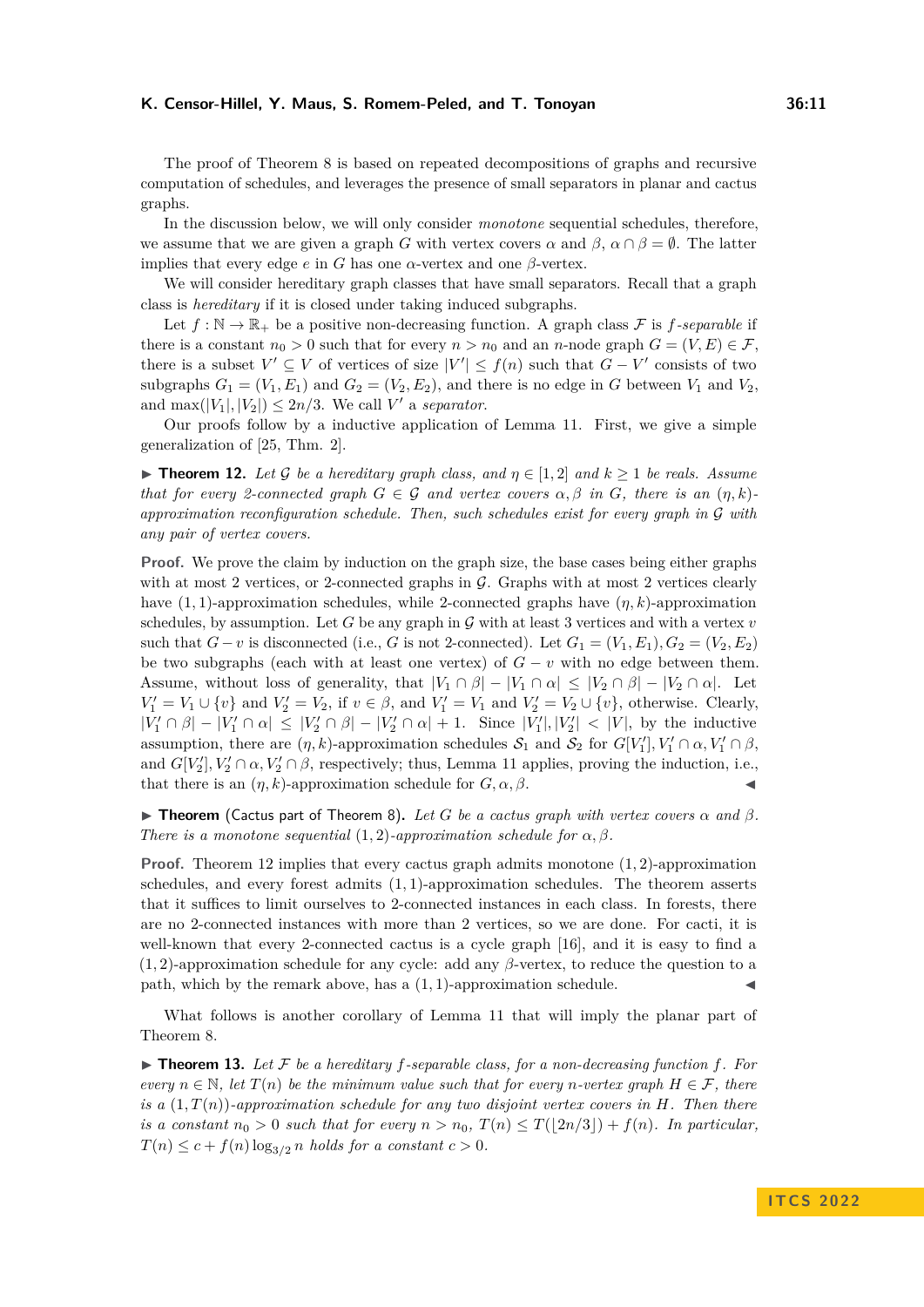The proof of Theorem 8 is based on repeated decompositions of graphs and recursive computation of schedules, and leverages the presence of small separators in planar and cactus graphs.

In the discussion below, we will only consider *monotone* sequential schedules, therefore, we assume that we are given a graph $G$ with vertex covers $\alpha$ and $\beta$, $\alpha \cap \beta = \emptyset$. The latter implies that every edge $e$ in $G$ has one $\alpha$-vertex and one $\beta$-vertex.

We will consider hereditary graph classes that have small separators. Recall that a graph class is *hereditary* if it is closed under taking induced subgraphs.

Let $f : \mathbb{N} \to \mathbb{R}_+$ be a positive non-decreasing function. A graph class $\mathcal{F}$ is *$f$-separable* if there is a constant $n_0 > 0$ such that for every $n > n_0$ and an $n$-node graph $G = (V, E) \in \mathcal{F}$, there is a subset $V' \subseteq V$ of vertices of size $|V'| \le f(n)$ such that $G - V'$ consists of two subgraphs $G_1 = (V_1, E_1)$ and $G_2 = (V_2, E_2)$, and there is no edge in $G$ between $V_1$ and $V_2$, and $\max(|V_1|, |V_2|) \le 2n/3$. We call $V'$ a *separator.*

Our proofs follow by a inductive application of Lemma 11. First, we give a simple generalization of [25, Thm. 2].

▶ **Theorem 12.** *Let $\mathcal{G}$ be a hereditary graph class, and $\eta \in [1, 2]$ and $k \ge 1$ be reals. Assume that for every 2-connected graph $G \in \mathcal{G}$ and vertex covers $\alpha, \beta$ in $G$, there is an $(\eta, k)$-approximation reconfiguration schedule. Then, such schedules exist for every graph in $\mathcal{G}$ with any pair of vertex covers.*

**Proof.** We prove the claim by induction on the graph size, the base cases being either graphs with at most 2 vertices, or 2-connected graphs in $\mathcal{G}$. Graphs with at most 2 vertices clearly have $(1, 1)$-approximation schedules, while 2-connected graphs have $(\eta, k)$-approximation schedules, by assumption. Let $G$ be any graph in $\mathcal{G}$ with at least 3 vertices and with a vertex $v$ such that $G - v$ is disconnected (i.e., $G$ is not 2-connected). Let $G_1 = (V_1, E_1), G_2 = (V_2, E_2)$ be two subgraphs (each with at least one vertex) of $G - v$ with no edge between them. Assume, without loss of generality, that $|V_1 \cap \beta| - |V_1 \cap \alpha| \le |V_2 \cap \beta| - |V_2 \cap \alpha|$. Let $V_1' = V_1 \cup \{v\}$ and $V_2' = V_2$, if $v \in \beta$, and $V_1' = V_1$ and $V_2' = V_2 \cup \{v\}$, otherwise. Clearly, $|V_1' \cap \beta| - |V_1' \cap \alpha| \le |V_2' \cap \beta| - |V_2' \cap \alpha| + 1$. Since $|V_1'|, |V_2'| < |V|$, by the inductive assumption, there are $(\eta, k)$-approximation schedules $\mathcal{S}_1$ and $\mathcal{S}_2$ for $G[V_1'], V_1' \cap \alpha, V_1' \cap \beta$, and $G[V_2'], V_2' \cap \alpha, V_2' \cap \beta$, respectively; thus, Lemma 11 applies, proving the induction, i.e., that there is an $(\eta, k)$-approximation schedule for $G, \alpha, \beta$. ◀

▶ **Theorem** (Cactus part of Theorem 8)**.** *Let $G$ be a cactus graph with vertex covers $\alpha$ and $\beta$. There is a monotone sequential $(1, 2)$-approximation schedule for $\alpha, \beta$.*

**Proof.** Theorem 12 implies that every cactus graph admits monotone $(1, 2)$-approximation schedules, and every forest admits $(1, 1)$-approximation schedules. The theorem asserts that it suffices to limit ourselves to 2-connected instances in each class. In forests, there are no 2-connected instances with more than 2 vertices, so we are done. For cacti, it is well-known that every 2-connected cactus is a cycle graph [16], and it is easy to find a $(1, 2)$-approximation schedule for any cycle: add any $\beta$-vertex, to reduce the question to a path, which by the remark above, has a $(1, 1)$-approximation schedule. ◀

What follows is another corollary of Lemma 11 that will imply the planar part of Theorem 8.

▶ **Theorem 13.** *Let $\mathcal{F}$ be a hereditary $f$-separable class, for a non-decreasing function $f$. For every $n \in \mathbb{N}$, let $T(n)$ be the minimum value such that for every $n$-vertex graph $H \in \mathcal{F}$, there is a $(1, T(n))$-approximation schedule for any two disjoint vertex covers in $H$. Then there is a constant $n_0 > 0$ such that for every $n > n_0$, $T(n) \le T(\lfloor 2n/3 \rfloor) + f(n)$. In particular, $T(n) \le c + f(n) \log_{3/2} n$ holds for a constant $c > 0$.*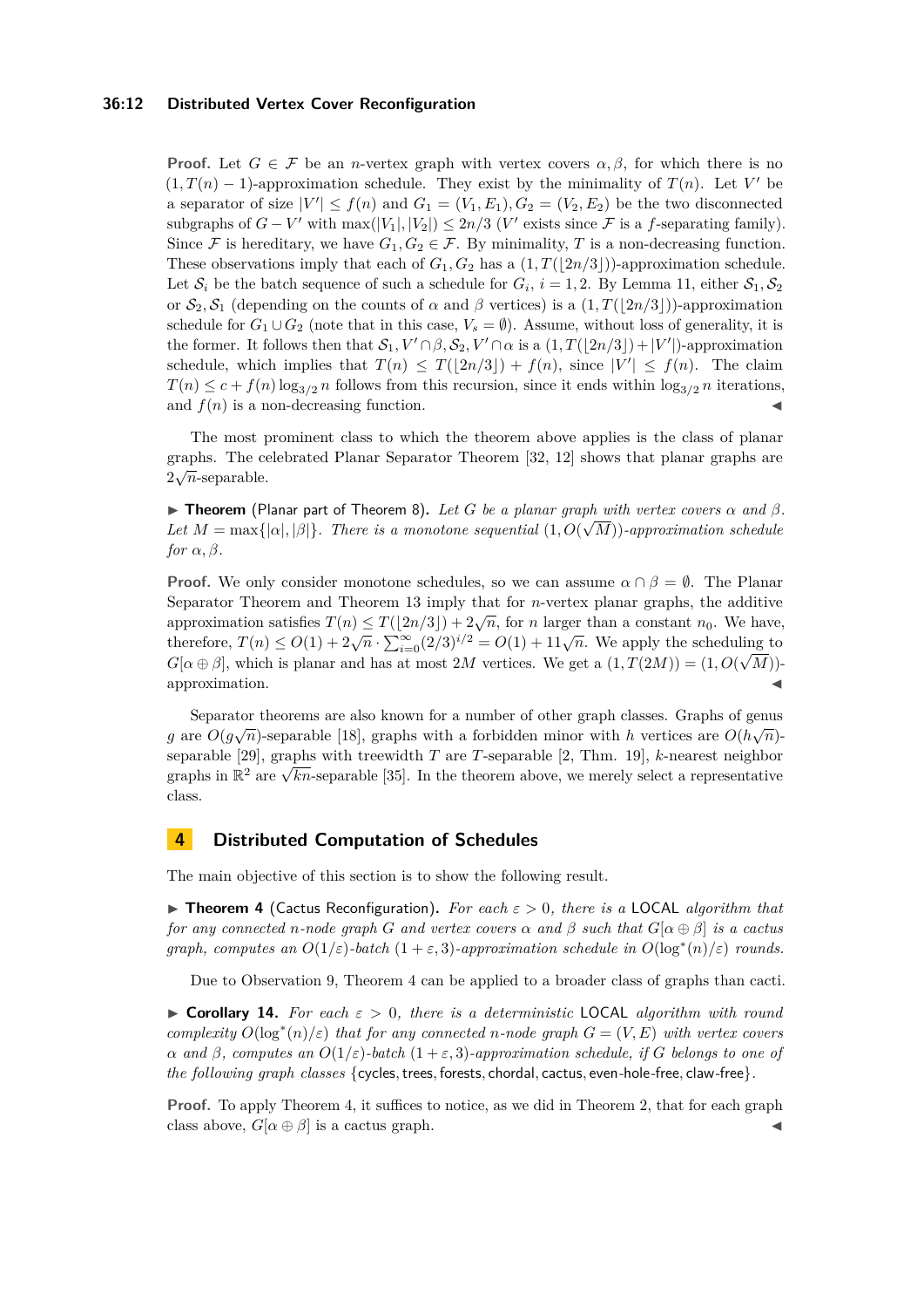**Proof.** Let $G \in \mathcal{F}$ be an $n$-vertex graph with vertex covers $\alpha, \beta$, for which there is no $(1, T(n)-1)$-approximation schedule. They exist by the minimality of $T(n)$. Let $V'$ be a separator of size $|V'| \leq f(n)$ and $G_1 = (V_1, E_1), G_2 = (V_2, E_2)$ be the two disconnected subgraphs of $G - V'$ with $\max(|V_1|, |V_2|) \leq 2n/3$ ($V'$ exists since $\mathcal{F}$ is a $f$-separating family). Since $\mathcal{F}$ is hereditary, we have $G_1, G_2 \in \mathcal{F}$. By minimality, $T$ is a non-decreasing function. These observations imply that each of $G_1, G_2$ has a $(1, T(\lfloor 2n/3 \rfloor))$-approximation schedule. Let $\mathcal{S}_i$ be the batch sequence of such a schedule for $G_i$, $i = 1, 2$. By Lemma 11, either $\mathcal{S}_1, \mathcal{S}_2$ or $\mathcal{S}_2, \mathcal{S}_1$ (depending on the counts of $\alpha$ and $\beta$ vertices) is a $(1, T(\lfloor 2n/3 \rfloor))$-approximation schedule for $G_1 \cup G_2$ (note that in this case, $V_s = \emptyset$). Assume, without loss of generality, it is the former. It follows then that $\mathcal{S}_1, V' \cap \beta, \mathcal{S}_2, V' \cap \alpha$ is a $(1, T(\lfloor 2n/3 \rfloor) + |V'|)$-approximation schedule, which implies that $T(n) \leq T(\lfloor 2n/3 \rfloor) + f(n)$, since $|V'| \leq f(n)$. The claim $T(n) \leq c + f(n) \log_{3/2} n$ follows from this recursion, since it ends within $\log_{3/2} n$ iterations, and $f(n)$ is a non-decreasing function. ◀

The most prominent class to which the theorem above applies is the class of planar graphs. The celebrated Planar Separator Theorem [32, 12] shows that planar graphs are $2\sqrt{n}$-separable.

▶ **Theorem** (Planar part of Theorem 8). *Let $G$ be a planar graph with vertex covers $\alpha$ and $\beta$. Let $M = \max\{|\alpha|, |\beta|\}$. There is a monotone sequential $(1, O(\sqrt{M}))$-approximation schedule for $\alpha, \beta$.*

**Proof.** We only consider monotone schedules, so we can assume $\alpha \cap \beta = \emptyset$. The Planar Separator Theorem and Theorem 13 imply that for $n$-vertex planar graphs, the additive approximation satisfies $T(n) \leq T(\lfloor 2n/3 \rfloor) + 2\sqrt{n}$, for $n$ larger than a constant $n_0$. We have, therefore, $T(n) \leq O(1) + 2\sqrt{n} \cdot \sum_{i=0}^{\infty} (2/3)^{i/2} = O(1) + 11\sqrt{n}$. We apply the scheduling to $G[\alpha \oplus \beta]$, which is planar and has at most $2M$ vertices. We get a $(1, T(2M)) = (1, O(\sqrt{M}))$-approximation. ◀

Separator theorems are also known for a number of other graph classes. Graphs of genus $g$ are $O(g\sqrt{n})$-separable [18], graphs with a forbidden minor with $h$ vertices are $O(h\sqrt{n})$-separable [29], graphs with treewidth $T$ are $T$-separable [2, Thm. 19], $k$-nearest neighbor graphs in $\mathbb{R}^2$ are $\sqrt{kn}$-separable [35]. In the theorem above, we merely select a representative class.

## 4 Distributed Computation of Schedules

The main objective of this section is to show the following result.

▶ **Theorem 4** (Cactus Reconfiguration). *For each $\varepsilon > 0$, there is a* LOCAL *algorithm that for any connected $n$-node graph $G$ and vertex covers $\alpha$ and $\beta$ such that $G[\alpha \oplus \beta]$ is a cactus graph, computes an $O(1/\varepsilon)$-batch $(1+\varepsilon, 3)$-approximation schedule in $O(\log^*(n)/\varepsilon)$ rounds.*

Due to Observation 9, Theorem 4 can be applied to a broader class of graphs than cacti.

▶ **Corollary 14.** *For each $\varepsilon > 0$, there is a deterministic* LOCAL *algorithm with round complexity $O(\log^*(n)/\varepsilon)$ that for any connected $n$-node graph $G = (V, E)$ with vertex covers $\alpha$ and $\beta$, computes an $O(1/\varepsilon)$-batch $(1+\varepsilon, 3)$-approximation schedule, if $G$ belongs to one of the following graph classes* {cycles, trees, forests, chordal, cactus, even-hole-free, claw-free}.

**Proof.** To apply Theorem 4, it suffices to notice, as we did in Theorem 2, that for each graph class above, $G[\alpha \oplus \beta]$ is a cactus graph. ◀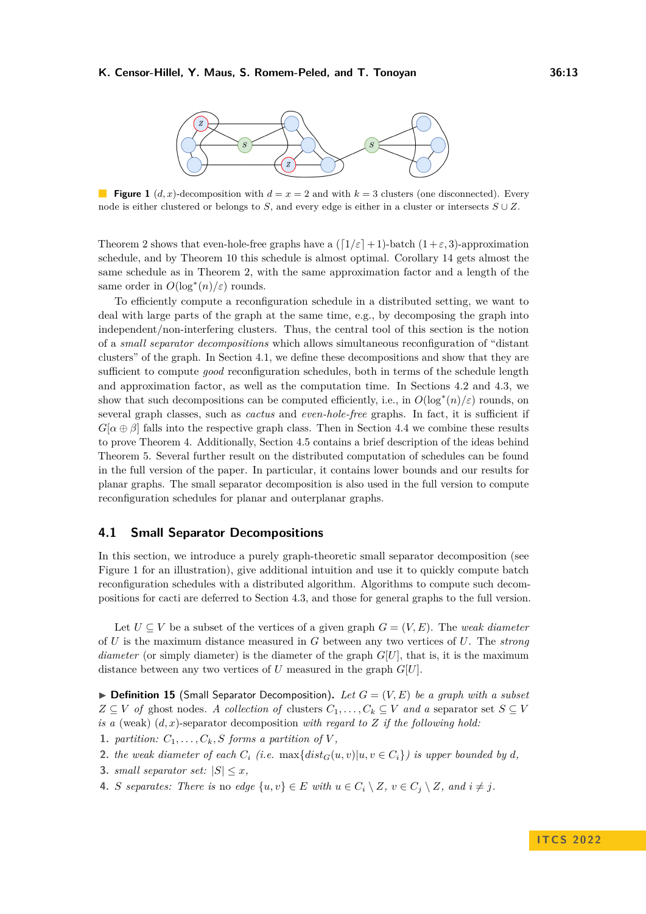**Figure 1** $(d, x)$-decomposition with $d = x = 2$ and with $k = 3$ clusters (one disconnected). Every node is either clustered or belongs to $S$, and every edge is either in a cluster or intersects $S \cup Z$.

Theorem 2 shows that even-hole-free graphs have a $(\lceil 1/\varepsilon \rceil + 1)$-batch $(1+\varepsilon, 3)$-approximation schedule, and by Theorem 10 this schedule is almost optimal. Corollary 14 gets almost the same schedule as in Theorem 2, with the same approximation factor and a length of the same order in $O(\log^*(n)/\varepsilon)$ rounds.

To efficiently compute a reconfiguration schedule in a distributed setting, we want to deal with large parts of the graph at the same time, e.g., by decomposing the graph into independent/non-interfering clusters. Thus, the central tool of this section is the notion of a *small separator decompositions* which allows simultaneous reconfiguration of "distant clusters" of the graph. In Section 4.1, we define these decompositions and show that they are sufficient to compute *good* reconfiguration schedules, both in terms of the schedule length and approximation factor, as well as the computation time. In Sections 4.2 and 4.3, we show that such decompositions can be computed efficiently, i.e., in $O(\log^*(n)/\varepsilon)$ rounds, on several graph classes, such as *cactus* and *even-hole-free* graphs. In fact, it is sufficient if $G[\alpha \oplus \beta]$ falls into the respective graph class. Then in Section 4.4 we combine these results to prove Theorem 4. Additionally, Section 4.5 contains a brief description of the ideas behind Theorem 5. Several further result on the distributed computation of schedules can be found in the full version of the paper. In particular, it contains lower bounds and our results for planar graphs. The small separator decomposition is also used in the full version to compute reconfiguration schedules for planar and outerplanar graphs.

## 4.1 Small Separator Decompositions

In this section, we introduce a purely graph-theoretic small separator decomposition (see Figure 1 for an illustration), give additional intuition and use it to quickly compute batch reconfiguration schedules with a distributed algorithm. Algorithms to compute such decompositions for cacti are deferred to Section 4.3, and those for general graphs to the full version.

Let $U \subseteq V$ be a subset of the vertices of a given graph $G = (V, E)$. The *weak diameter* of $U$ is the maximum distance measured in $G$ between any two vertices of $U$. The *strong diameter* (or simply diameter) is the diameter of the graph $G[U]$, that is, it is the maximum distance between any two vertices of $U$ measured in the graph $G[U]$.

▶ **Definition 15** (Small Separator Decomposition). *Let $G = (V, E)$ be a graph with a subset $Z \subseteq V$ of* ghost nodes*. A collection of* clusters *$C_1, \ldots, C_k \subseteq V$ and a* separator set *$S \subseteq V$ is a* (weak) *$(d, x)$-separator decomposition with regard to $Z$ if the following hold:*

1. *partition: $C_1, \ldots, C_k, S$ forms a partition of $V$,*
2. *the weak diameter of each $C_i$ (i.e. $\max\{dist_G(u, v) | u, v \in C_i\}$) is upper bounded by $d$,*
3. *small separator set: $|S| \leq x$,*
4. *$S$ separates: There is* no *edge $\{u, v\} \in E$ with $u \in C_i \setminus Z$, $v \in C_j \setminus Z$, and $i \neq j$.*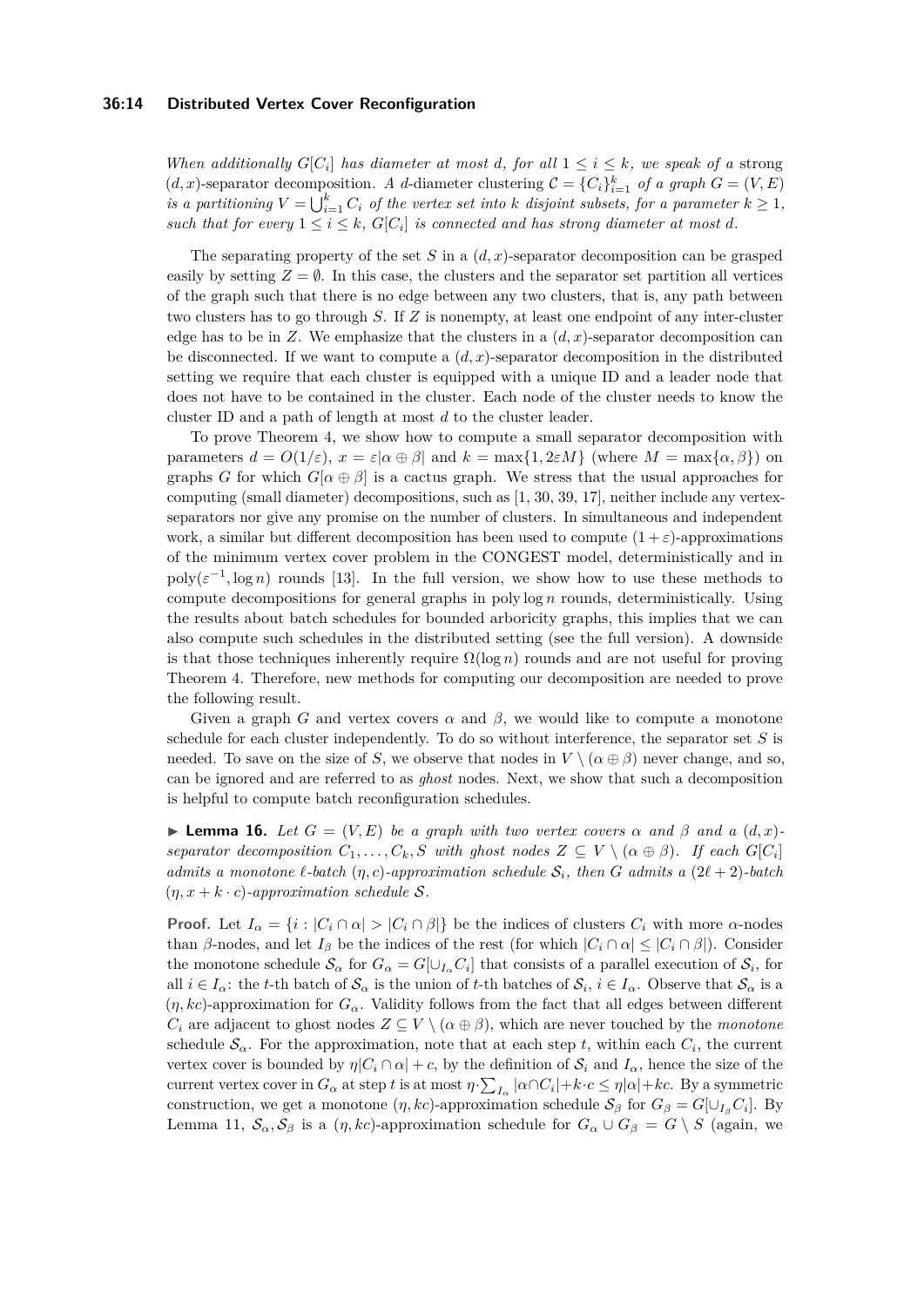*When additionally $G[C_i]$ has diameter at most $d$, for all $1 \leq i \leq k$, we speak of a* strong $(d,x)$-separator decomposition*. A $d$-diameter clustering $\mathcal{C} = \{C_i\}_{i=1}^k$ of a graph $G = (V,E)$ is a partitioning $V = \bigcup_{i=1}^k C_i$ of the vertex set into $k$ disjoint subsets, for a parameter $k \geq 1$, such that for every $1 \leq i \leq k$, $G[C_i]$ is connected and has strong diameter at most $d$.*

The separating property of the set $S$ in a $(d,x)$-separator decomposition can be grasped easily by setting $Z = \emptyset$. In this case, the clusters and the separator set partition all vertices of the graph such that there is no edge between any two clusters, that is, any path between two clusters has to go through $S$. If $Z$ is nonempty, at least one endpoint of any inter-cluster edge has to be in $Z$. We emphasize that the clusters in a $(d,x)$-separator decomposition can be disconnected. If we want to compute a $(d,x)$-separator decomposition in the distributed setting we require that each cluster is equipped with a unique ID and a leader node that does not have to be contained in the cluster. Each node of the cluster needs to know the cluster ID and a path of length at most $d$ to the cluster leader.

To prove Theorem 4, we show how to compute a small separator decomposition with parameters $d = O(1/\varepsilon)$, $x = \varepsilon|\alpha \oplus \beta|$ and $k = \max\{1, 2\varepsilon M\}$ (where $M = \max\{\alpha, \beta\}$) on graphs $G$ for which $G[\alpha \oplus \beta]$ is a cactus graph. We stress that the usual approaches for computing (small diameter) decompositions, such as [1, 30, 39, 17], neither include any vertex-separators nor give any promise on the number of clusters. In simultaneous and independent work, a similar but different decomposition has been used to compute $(1+\varepsilon)$-approximations of the minimum vertex cover problem in the CONGEST model, deterministically and in $\text{poly}(\varepsilon^{-1}, \log n)$ rounds [13]. In the full version, we show how to use these methods to compute decompositions for general graphs in $\text{poly} \log n$ rounds, deterministically. Using the results about batch schedules for bounded arboricity graphs, this implies that we can also compute such schedules in the distributed setting (see the full version). A downside is that those techniques inherently require $\Omega(\log n)$ rounds and are not useful for proving Theorem 4. Therefore, new methods for computing our decomposition are needed to prove the following result.

Given a graph $G$ and vertex covers $\alpha$ and $\beta$, we would like to compute a monotone schedule for each cluster independently. To do so without interference, the separator set $S$ is needed. To save on the size of $S$, we observe that nodes in $V \setminus (\alpha \oplus \beta)$ never change, and so, can be ignored and are referred to as *ghost* nodes. Next, we show that such a decomposition is helpful to compute batch reconfiguration schedules.

▶ **Lemma 16.** *Let $G = (V,E)$ be a graph with two vertex covers $\alpha$ and $\beta$ and a $(d,x)$-separator decomposition $C_1, \ldots, C_k, S$ with ghost nodes $Z \subseteq V \setminus (\alpha \oplus \beta)$. If each $G[C_i]$ admits a monotone $\ell$-batch $(\eta, c)$-approximation schedule $\mathcal{S}_i$, then $G$ admits a $(2\ell+2)$-batch $(\eta, x + k \cdot c)$-approximation schedule $\mathcal{S}$.*

**Proof.** Let $I_\alpha = \{i : |C_i \cap \alpha| > |C_i \cap \beta|\}$ be the indices of clusters $C_i$ with more $\alpha$-nodes than $\beta$-nodes, and let $I_\beta$ be the indices of the rest (for which $|C_i \cap \alpha| \leq |C_i \cap \beta|$). Consider the monotone schedule $\mathcal{S}_\alpha$ for $G_\alpha = G[\cup_{I_\alpha} C_i]$ that consists of a parallel execution of $\mathcal{S}_i$, for all $i \in I_\alpha$: the $t$-th batch of $\mathcal{S}_\alpha$ is the union of $t$-th batches of $\mathcal{S}_i$, $i \in I_\alpha$. Observe that $\mathcal{S}_\alpha$ is a $(\eta, kc)$-approximation for $G_\alpha$. Validity follows from the fact that all edges between different $C_i$ are adjacent to ghost nodes $Z \subseteq V \setminus (\alpha \oplus \beta)$, which are never touched by the *monotone* schedule $\mathcal{S}_\alpha$. For the approximation, note that at each step $t$, within each $C_i$, the current vertex cover is bounded by $\eta|C_i \cap \alpha| + c$, by the definition of $\mathcal{S}_i$ and $I_\alpha$, hence the size of the current vertex cover in $G_\alpha$ at step $t$ is at most $\eta \cdot \sum_{I_\alpha} |\alpha \cap C_i| + k \cdot c \leq \eta|\alpha| + kc$. By a symmetric construction, we get a monotone $(\eta, kc)$-approximation schedule $\mathcal{S}_\beta$ for $G_\beta = G[\cup_{I_\beta} C_i]$. By Lemma 11, $\mathcal{S}_\alpha, \mathcal{S}_\beta$ is a $(\eta, kc)$-approximation schedule for $G_\alpha \cup G_\beta = G \setminus S$ (again, we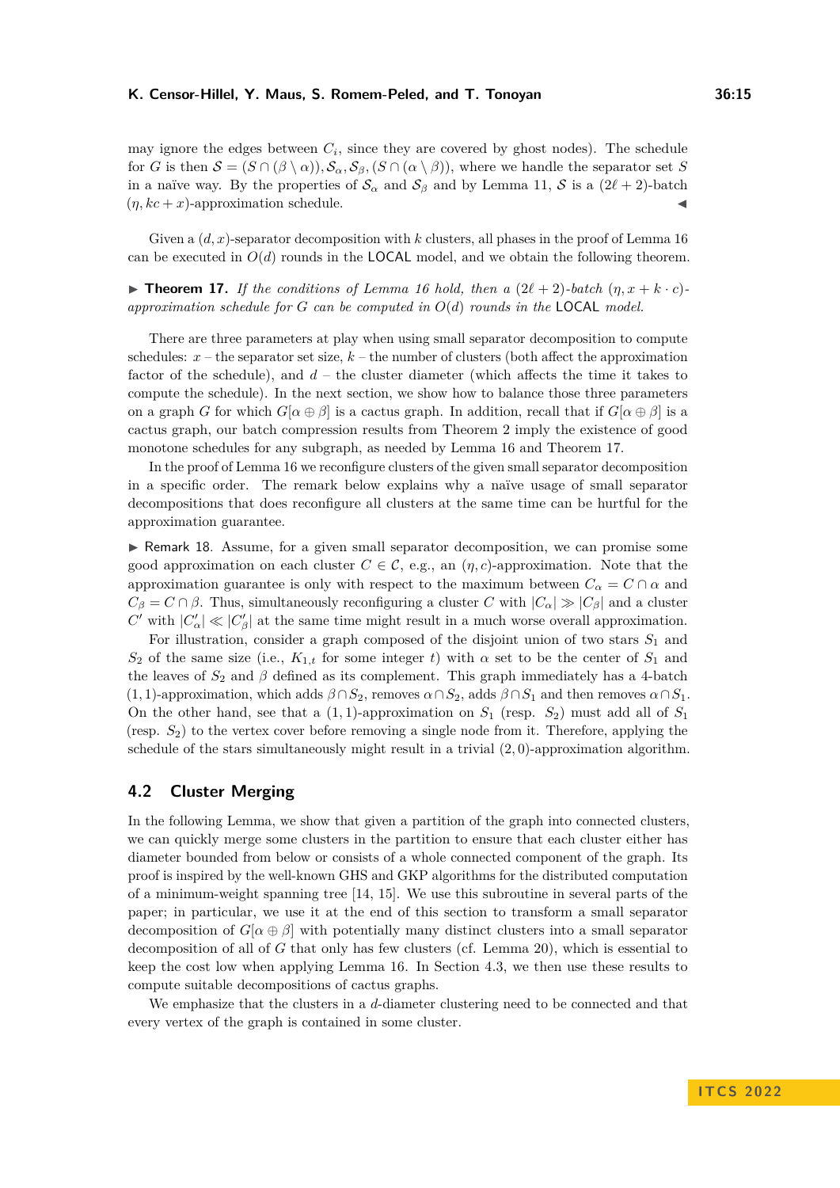may ignore the edges between $C_i$, since they are covered by ghost nodes). The schedule for $G$ is then $\mathcal{S} = (S \cap (\beta \setminus \alpha)), \mathcal{S}_\alpha, \mathcal{S}_\beta, (S \cap (\alpha \setminus \beta))$, where we handle the separator set $S$ in a naïve way. By the properties of $\mathcal{S}_\alpha$ and $\mathcal{S}_\beta$ and by Lemma 11, $\mathcal{S}$ is a $(2\ell+2)$-batch $(\eta, kc + x)$-approximation schedule. ◀

Given a $(d, x)$-separator decomposition with $k$ clusters, all phases in the proof of Lemma 16 can be executed in $O(d)$ rounds in the LOCAL model, and we obtain the following theorem.

▶ **Theorem 17.** *If the conditions of Lemma 16 hold, then a $(2\ell + 2)$-batch $(\eta, x + k \cdot c)$-approximation schedule for $G$ can be computed in $O(d)$ rounds in the LOCAL model.*

There are three parameters at play when using small separator decomposition to compute schedules: $x$ – the separator set size, $k$ – the number of clusters (both affect the approximation factor of the schedule), and $d$ – the cluster diameter (which affects the time it takes to compute the schedule). In the next section, we show how to balance those three parameters on a graph $G$ for which $G[\alpha \oplus \beta]$ is a cactus graph. In addition, recall that if $G[\alpha \oplus \beta]$ is a cactus graph, our batch compression results from Theorem 2 imply the existence of good monotone schedules for any subgraph, as needed by Lemma 16 and Theorem 17.

In the proof of Lemma 16 we reconfigure clusters of the given small separator decomposition in a specific order. The remark below explains why a naïve usage of small separator decompositions that does reconfigure all clusters at the same time can be hurtful for the approximation guarantee.

▶ Remark 18. Assume, for a given small separator decomposition, we can promise some good approximation on each cluster $C \in \mathcal{C}$, e.g., an $(\eta, c)$-approximation. Note that the approximation guarantee is only with respect to the maximum between $C_\alpha = C \cap \alpha$ and $C_\beta = C \cap \beta$. Thus, simultaneously reconfiguring a cluster $C$ with $|C_\alpha| \gg |C_\beta|$ and a cluster $C'$ with $|C'_\alpha| \ll |C'_\beta|$ at the same time might result in a much worse overall approximation.

For illustration, consider a graph composed of the disjoint union of two stars $S_1$ and $S_2$ of the same size (i.e., $K_{1,t}$ for some integer $t$) with $\alpha$ set to be the center of $S_1$ and the leaves of $S_2$ and $\beta$ defined as its complement. This graph immediately has a 4-batch $(1, 1)$-approximation, which adds $\beta \cap S_2$, removes $\alpha \cap S_2$, adds $\beta \cap S_1$ and then removes $\alpha \cap S_1$. On the other hand, see that a $(1, 1)$-approximation on $S_1$ (resp. $S_2$) must add all of $S_1$ (resp. $S_2$) to the vertex cover before removing a single node from it. Therefore, applying the schedule of the stars simultaneously might result in a trivial $(2, 0)$-approximation algorithm.

## 4.2 Cluster Merging

In the following Lemma, we show that given a partition of the graph into connected clusters, we can quickly merge some clusters in the partition to ensure that each cluster either has diameter bounded from below or consists of a whole connected component of the graph. Its proof is inspired by the well-known GHS and GKP algorithms for the distributed computation of a minimum-weight spanning tree [14, 15]. We use this subroutine in several parts of the paper; in particular, we use it at the end of this section to transform a small separator decomposition of $G[\alpha \oplus \beta]$ with potentially many distinct clusters into a small separator decomposition of all of $G$ that only has few clusters (cf. Lemma 20), which is essential to keep the cost low when applying Lemma 16. In Section 4.3, we then use these results to compute suitable decompositions of cactus graphs.

We emphasize that the clusters in a $d$-diameter clustering need to be connected and that every vertex of the graph is contained in some cluster.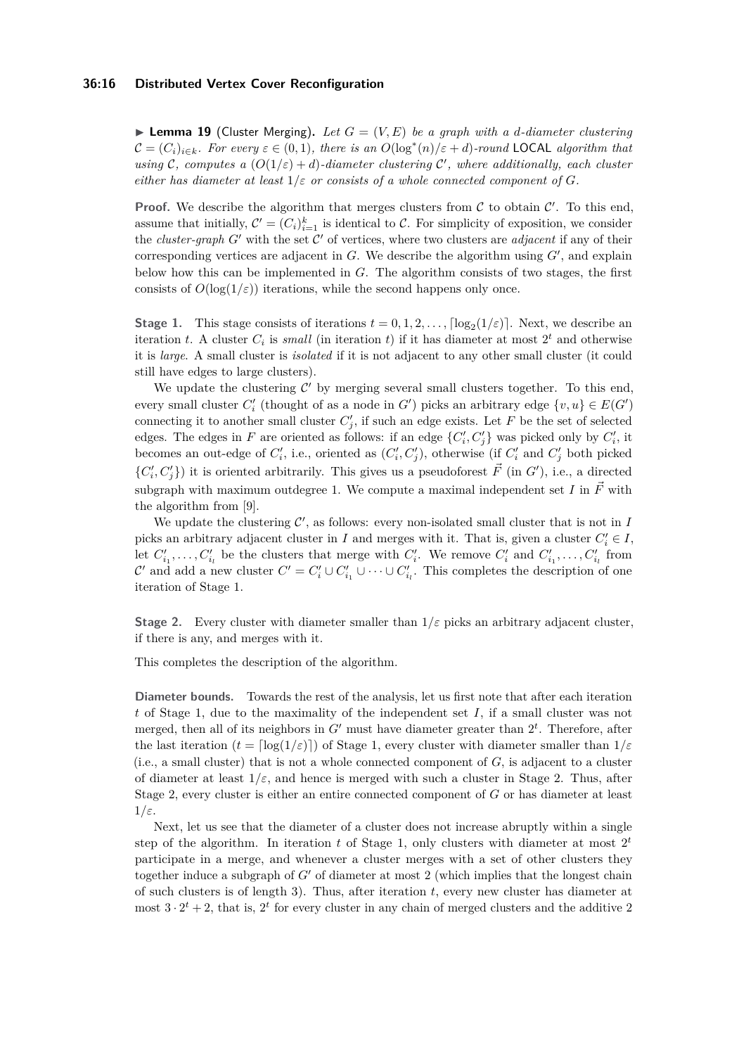▶ **Lemma 19** (Cluster Merging). *Let $G = (V, E)$ be a graph with a $d$-diameter clustering $\mathcal{C} = (C_i)_{i \in k}$. For every $\varepsilon \in (0, 1)$, there is an $O(\log^*(n)/\varepsilon + d)$-round* LOCAL *algorithm that using $\mathcal{C}$, computes a $(O(1/\varepsilon) + d)$-diameter clustering $\mathcal{C}'$, where additionally, each cluster either has diameter at least $1/\varepsilon$ or consists of a whole connected component of $G$.*

**Proof.** We describe the algorithm that merges clusters from $\mathcal{C}$ to obtain $\mathcal{C}'$. To this end, assume that initially, $\mathcal{C}' = (C_i)_{i=1}^k$ is identical to $\mathcal{C}$. For simplicity of exposition, we consider the *cluster-graph* $G'$ with the set $\mathcal{C}'$ of vertices, where two clusters are *adjacent* if any of their corresponding vertices are adjacent in $G$. We describe the algorithm using $G'$, and explain below how this can be implemented in $G$. The algorithm consists of two stages, the first consists of $O(\log(1/\varepsilon))$ iterations, while the second happens only once.

**Stage 1.** This stage consists of iterations $t = 0, 1, 2, \ldots, \lceil \log_2(1/\varepsilon) \rceil$. Next, we describe an iteration $t$. A cluster $C_i$ is *small* (in iteration $t$) if it has diameter at most $2^t$ and otherwise it is *large*. A small cluster is *isolated* if it is not adjacent to any other small cluster (it could still have edges to large clusters).

We update the clustering $\mathcal{C}'$ by merging several small clusters together. To this end, every small cluster $C'_i$ (thought of as a node in $G'$) picks an arbitrary edge $\{v, u\} \in E(G')$ connecting it to another small cluster $C'_j$, if such an edge exists. Let $F$ be the set of selected edges. The edges in $F$ are oriented as follows: if an edge $\{C'_i, C'_j\}$ was picked only by $C'_i$, it becomes an out-edge of $C'_i$, i.e., oriented as $(C'_i, C'_j)$, otherwise (if $C'_i$ and $C'_j$ both picked $\{C'_i, C'_j\}$) it is oriented arbitrarily. This gives us a pseudoforest $\vec{F}$ (in $G'$), i.e., a directed subgraph with maximum outdegree 1. We compute a maximal independent set $I$ in $\vec{F}$ with the algorithm from [9].

We update the clustering $\mathcal{C}'$, as follows: every non-isolated small cluster that is not in $I$ picks an arbitrary adjacent cluster in $I$ and merges with it. That is, given a cluster $C'_i \in I$, let $C'_{i_1}, \ldots, C'_{i_l}$ be the clusters that merge with $C'_i$. We remove $C'_i$ and $C'_{i_1}, \ldots, C'_{i_l}$ from $\mathcal{C}'$ and add a new cluster $C' = C'_i \cup C'_{i_1} \cup \cdots \cup C'_{i_l}$. This completes the description of one iteration of Stage 1.

**Stage 2.** Every cluster with diameter smaller than $1/\varepsilon$ picks an arbitrary adjacent cluster, if there is any, and merges with it.

This completes the description of the algorithm.

**Diameter bounds.** Towards the rest of the analysis, let us first note that after each iteration $t$ of Stage 1, due to the maximality of the independent set $I$, if a small cluster was not merged, then all of its neighbors in $G'$ must have diameter greater than $2^t$. Therefore, after the last iteration ($t = \lceil \log(1/\varepsilon) \rceil$) of Stage 1, every cluster with diameter smaller than $1/\varepsilon$ (i.e., a small cluster) that is not a whole connected component of $G$, is adjacent to a cluster of diameter at least $1/\varepsilon$, and hence is merged with such a cluster in Stage 2. Thus, after Stage 2, every cluster is either an entire connected component of $G$ or has diameter at least $1/\varepsilon$.

Next, let us see that the diameter of a cluster does not increase abruptly within a single step of the algorithm. In iteration $t$ of Stage 1, only clusters with diameter at most $2^t$ participate in a merge, and whenever a cluster merges with a set of other clusters they together induce a subgraph of $G'$ of diameter at most 2 (which implies that the longest chain of such clusters is of length 3). Thus, after iteration $t$, every new cluster has diameter at most $3 \cdot 2^t + 2$, that is, $2^t$ for every cluster in any chain of merged clusters and the additive 2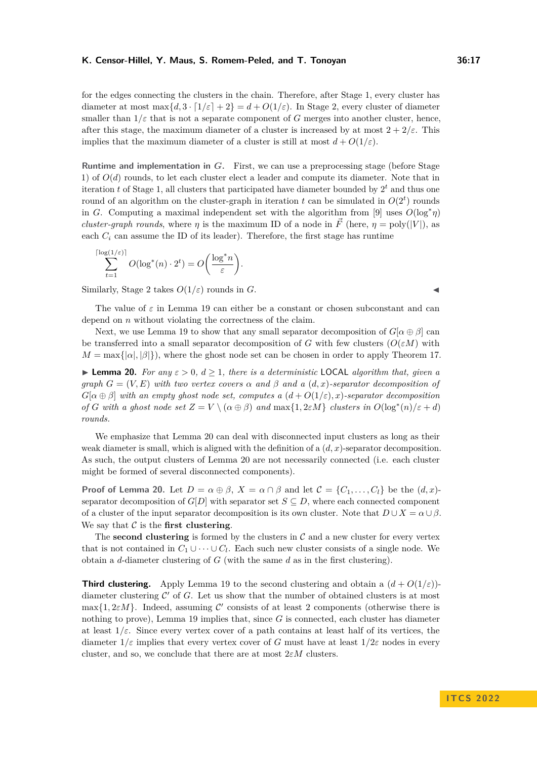for the edges connecting the clusters in the chain. Therefore, after Stage 1, every cluster has diameter at most $\max\{d, 3 \cdot \lceil 1/\varepsilon \rceil + 2\} = d + O(1/\varepsilon)$. In Stage 2, every cluster of diameter smaller than $1/\varepsilon$ that is not a separate component of $G$ merges into another cluster, hence, after this stage, the maximum diameter of a cluster is increased by at most $2 + 2/\varepsilon$. This implies that the maximum diameter of a cluster is still at most $d + O(1/\varepsilon)$.

**Runtime and implementation in $G$.** First, we can use a preprocessing stage (before Stage 1) of $O(d)$ rounds, to let each cluster elect a leader and compute its diameter. Note that in iteration $t$ of Stage 1, all clusters that participated have diameter bounded by $2^t$ and thus one round of an algorithm on the cluster-graph in iteration $t$ can be simulated in $O(2^t)$ rounds in $G$. Computing a maximal independent set with the algorithm from [9] uses $O(\log^* \eta)$ *cluster-graph rounds*, where $\eta$ is the maximum ID of a node in $\vec{F}$ (here, $\eta = \text{poly}(|V|)$, as each $C_i$ can assume the ID of its leader). Therefore, the first stage has runtime

$$\sum_{t=1}^{\lceil \log(1/\varepsilon) \rceil} O(\log^*(n) \cdot 2^t) = O\left(\frac{\log^* n}{\varepsilon}\right).$$

Similarly, Stage 2 takes $O(1/\varepsilon)$ rounds in $G$. ◀

The value of $\varepsilon$ in Lemma 19 can either be a constant or chosen subconstant and can depend on $n$ without violating the correctness of the claim.

Next, we use Lemma 19 to show that any small separator decomposition of $G[\alpha \oplus \beta]$ can be transferred into a small separator decomposition of $G$ with few clusters ($O(\varepsilon M)$ with $M = \max\{|\alpha|, |\beta|\}$), where the ghost node set can be chosen in order to apply Theorem 17.

▶ **Lemma 20.** *For any $\varepsilon > 0$, $d \geq 1$, there is a deterministic* LOCAL *algorithm that, given a graph $G = (V, E)$ with two vertex covers $\alpha$ and $\beta$ and a $(d, x)$-separator decomposition of $G[\alpha \oplus \beta]$ with an empty ghost node set, computes a $(d + O(1/\varepsilon), x)$-separator decomposition of $G$ with a ghost node set $Z = V \setminus (\alpha \oplus \beta)$ and $\max\{1, 2\varepsilon M\}$ clusters in $O(\log^*(n)/\varepsilon + d)$ rounds.*

We emphasize that Lemma 20 can deal with disconnected input clusters as long as their weak diameter is small, which is aligned with the definition of a $(d, x)$-separator decomposition. As such, the output clusters of Lemma 20 are not necessarily connected (i.e. each cluster might be formed of several disconnected components).

**Proof of Lemma 20.** Let $D = \alpha \oplus \beta$, $X = \alpha \cap \beta$ and let $\mathcal{C} = \{C_1, \ldots, C_l\}$ be the $(d, x)$-separator decomposition of $G[D]$ with separator set $S \subseteq D$, where each connected component of a cluster of the input separator decomposition is its own cluster. Note that $D \cup X = \alpha \cup \beta$. We say that $\mathcal{C}$ is the **first clustering**.

The **second clustering** is formed by the clusters in $\mathcal{C}$ and a new cluster for every vertex that is not contained in $C_1 \cup \cdots \cup C_l$. Each such new cluster consists of a single node. We obtain a $d$-diameter clustering of $G$ (with the same $d$ as in the first clustering).

**Third clustering.** Apply Lemma 19 to the second clustering and obtain a $(d + O(1/\varepsilon))$-diameter clustering $\mathcal{C}'$ of $G$. Let us show that the number of obtained clusters is at most $\max\{1, 2\varepsilon M\}$. Indeed, assuming $\mathcal{C}'$ consists of at least 2 components (otherwise there is nothing to prove), Lemma 19 implies that, since $G$ is connected, each cluster has diameter at least $1/\varepsilon$. Since every vertex cover of a path contains at least half of its vertices, the diameter $1/\varepsilon$ implies that every vertex cover of $G$ must have at least $1/2\varepsilon$ nodes in every cluster, and so, we conclude that there are at most $2\varepsilon M$ clusters.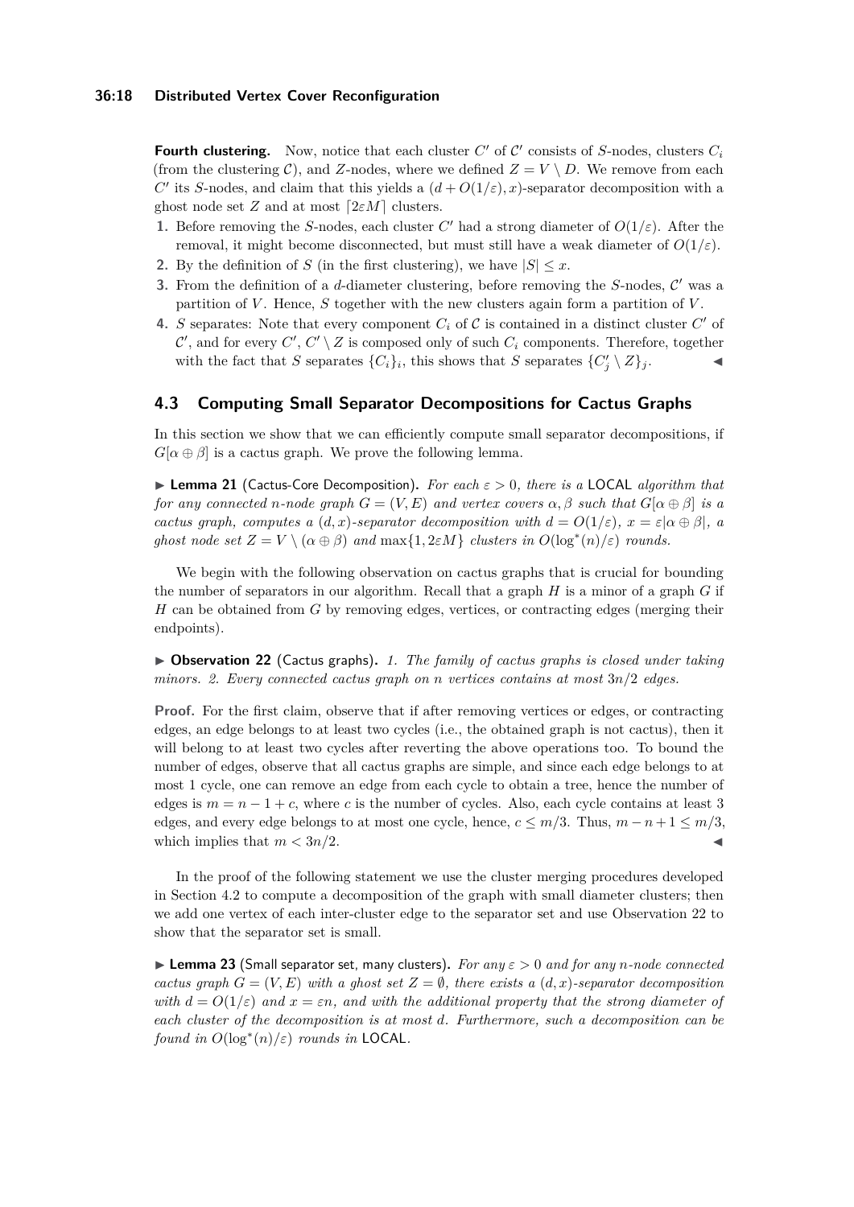**Fourth clustering.** Now, notice that each cluster $C'$ of $\mathcal{C}'$ consists of $S$-nodes, clusters $C_i$ (from the clustering $\mathcal{C}$), and $Z$-nodes, where we defined $Z = V \setminus D$. We remove from each $C'$ its $S$-nodes, and claim that this yields a $(d + O(1/\varepsilon), x)$-separator decomposition with a ghost node set $Z$ and at most $\lceil 2\varepsilon M \rceil$ clusters.

1. Before removing the $S$-nodes, each cluster $C'$ had a strong diameter of $O(1/\varepsilon)$. After the removal, it might become disconnected, but must still have a weak diameter of $O(1/\varepsilon)$.
2. By the definition of $S$ (in the first clustering), we have $|S| \leq x$.
3. From the definition of a $d$-diameter clustering, before removing the $S$-nodes, $\mathcal{C}'$ was a partition of $V$. Hence, $S$ together with the new clusters again form a partition of $V$.
4. $S$ separates: Note that every component $C_i$ of $\mathcal{C}$ is contained in a distinct cluster $C'$ of $\mathcal{C}'$, and for every $C'$, $C' \setminus Z$ is composed only of such $C_i$ components. Therefore, together with the fact that $S$ separates $\{C_i\}_i$, this shows that $S$ separates $\{C'_j \setminus Z\}_j$. ◀

## 4.3 Computing Small Separator Decompositions for Cactus Graphs

In this section we show that we can efficiently compute small separator decompositions, if $G[\alpha \oplus \beta]$ is a cactus graph. We prove the following lemma.

▶ **Lemma 21** (Cactus-Core Decomposition). *For each $\varepsilon > 0$, there is a* LOCAL *algorithm that for any connected $n$-node graph $G = (V, E)$ and vertex covers $\alpha, \beta$ such that $G[\alpha \oplus \beta]$ is a cactus graph, computes a $(d, x)$-separator decomposition with $d = O(1/\varepsilon)$, $x = \varepsilon|\alpha \oplus \beta|$, a ghost node set $Z = V \setminus (\alpha \oplus \beta)$ and $\max\{1, 2\varepsilon M\}$ clusters in $O(\log^*(n)/\varepsilon)$ rounds.*

We begin with the following observation on cactus graphs that is crucial for bounding the number of separators in our algorithm. Recall that a graph $H$ is a minor of a graph $G$ if $H$ can be obtained from $G$ by removing edges, vertices, or contracting edges (merging their endpoints).

▶ **Observation 22** (Cactus graphs). *1. The family of cactus graphs is closed under taking minors. 2. Every connected cactus graph on $n$ vertices contains at most $3n/2$ edges.*

**Proof.** For the first claim, observe that if after removing vertices or edges, or contracting edges, an edge belongs to at least two cycles (i.e., the obtained graph is not cactus), then it will belong to at least two cycles after reverting the above operations too. To bound the number of edges, observe that all cactus graphs are simple, and since each edge belongs to at most 1 cycle, one can remove an edge from each cycle to obtain a tree, hence the number of edges is $m = n - 1 + c$, where $c$ is the number of cycles. Also, each cycle contains at least 3 edges, and every edge belongs to at most one cycle, hence, $c \leq m/3$. Thus, $m - n + 1 \leq m/3$, which implies that $m < 3n/2$. ◀

In the proof of the following statement we use the cluster merging procedures developed in Section 4.2 to compute a decomposition of the graph with small diameter clusters; then we add one vertex of each inter-cluster edge to the separator set and use Observation 22 to show that the separator set is small.

▶ **Lemma 23** (Small separator set, many clusters). *For any $\varepsilon > 0$ and for any $n$-node connected cactus graph $G = (V, E)$ with a ghost set $Z = \emptyset$, there exists a $(d, x)$-separator decomposition with $d = O(1/\varepsilon)$ and $x = \varepsilon n$, and with the additional property that the strong diameter of each cluster of the decomposition is at most $d$. Furthermore, such a decomposition can be found in $O(\log^*(n)/\varepsilon)$ rounds in* LOCAL.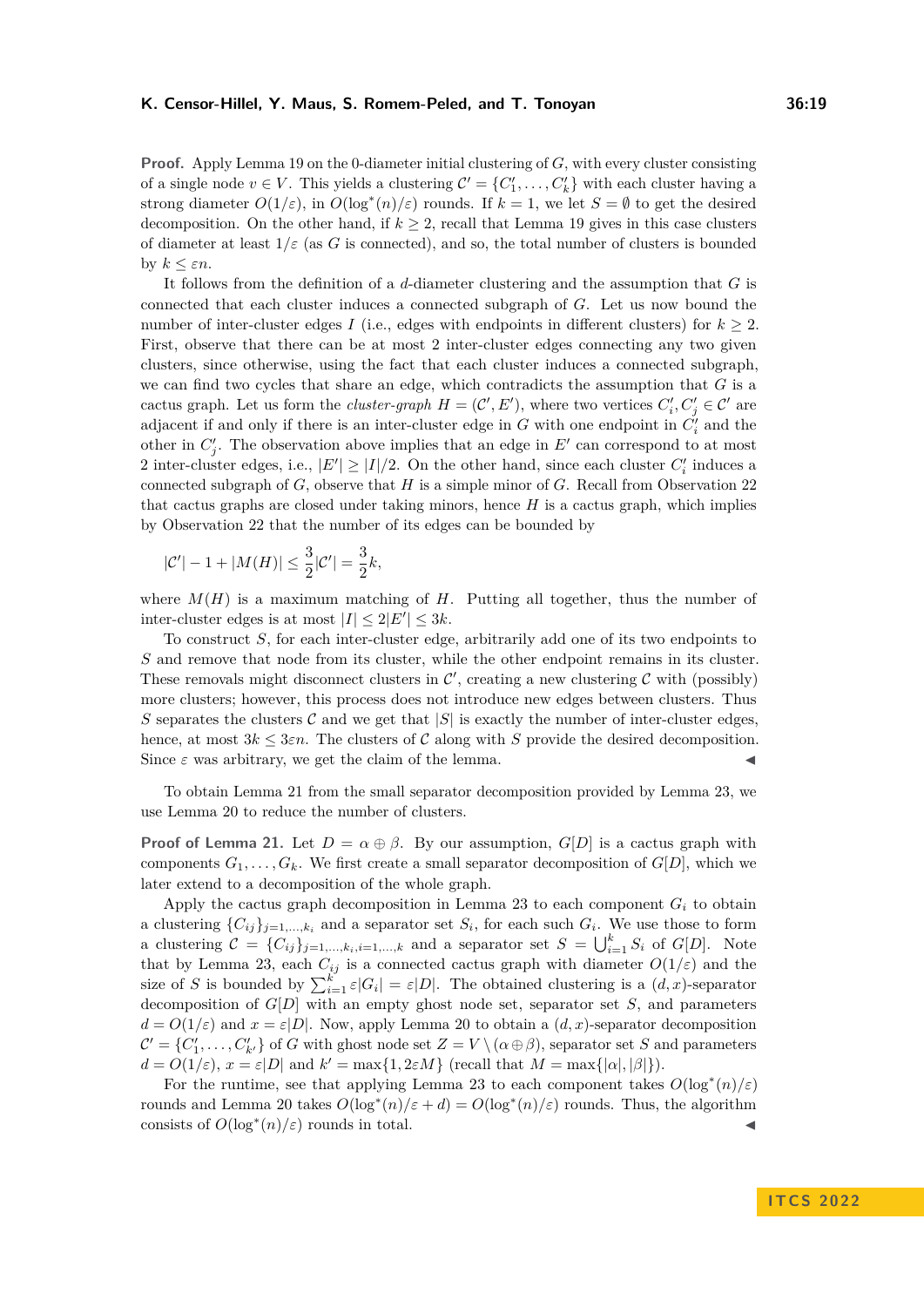**Proof.** Apply Lemma 19 on the 0-diameter initial clustering of $G$, with every cluster consisting of a single node $v \in V$. This yields a clustering $\mathcal{C}' = \{C'_1, \ldots, C'_k\}$ with each cluster having a strong diameter $O(1/\varepsilon)$, in $O(\log^*(n)/\varepsilon)$ rounds. If $k = 1$, we let $S = \emptyset$ to get the desired decomposition. On the other hand, if $k \geq 2$, recall that Lemma 19 gives in this case clusters of diameter at least $1/\varepsilon$ (as $G$ is connected), and so, the total number of clusters is bounded by $k \leq \varepsilon n$.

It follows from the definition of a $d$-diameter clustering and the assumption that $G$ is connected that each cluster induces a connected subgraph of $G$. Let us now bound the number of inter-cluster edges $I$ (i.e., edges with endpoints in different clusters) for $k \geq 2$. First, observe that there can be at most 2 inter-cluster edges connecting any two given clusters, since otherwise, using the fact that each cluster induces a connected subgraph, we can find two cycles that share an edge, which contradicts the assumption that $G$ is a cactus graph. Let us form the *cluster-graph* $H = (\mathcal{C}', E')$, where two vertices $C'_i, C'_j \in \mathcal{C}'$ are adjacent if and only if there is an inter-cluster edge in $G$ with one endpoint in $C'_i$ and the other in $C'_j$. The observation above implies that an edge in $E'$ can correspond to at most 2 inter-cluster edges, i.e., $|E'| \geq |I|/2$. On the other hand, since each cluster $C'_i$ induces a connected subgraph of $G$, observe that $H$ is a simple minor of $G$. Recall from Observation 22 that cactus graphs are closed under taking minors, hence $H$ is a cactus graph, which implies by Observation 22 that the number of its edges can be bounded by

$$|\mathcal{C}'| - 1 + |M(H)| \leq \frac{3}{2}|\mathcal{C}'| = \frac{3}{2}k,$$

where $M(H)$ is a maximum matching of $H$. Putting all together, thus the number of inter-cluster edges is at most $|I| \leq 2|E'| \leq 3k$.

To construct $S$, for each inter-cluster edge, arbitrarily add one of its two endpoints to $S$ and remove that node from its cluster, while the other endpoint remains in its cluster. These removals might disconnect clusters in $\mathcal{C}'$, creating a new clustering $\mathcal{C}$ with (possibly) more clusters; however, this process does not introduce new edges between clusters. Thus $S$ separates the clusters $\mathcal{C}$ and we get that $|S|$ is exactly the number of inter-cluster edges, hence, at most $3k \leq 3\varepsilon n$. The clusters of $\mathcal{C}$ along with $S$ provide the desired decomposition. Since $\varepsilon$ was arbitrary, we get the claim of the lemma. ◀

To obtain Lemma 21 from the small separator decomposition provided by Lemma 23, we use Lemma 20 to reduce the number of clusters.

**Proof of Lemma 21.** Let $D = \alpha \oplus \beta$. By our assumption, $G[D]$ is a cactus graph with components $G_1, \ldots, G_k$. We first create a small separator decomposition of $G[D]$, which we later extend to a decomposition of the whole graph.

Apply the cactus graph decomposition in Lemma 23 to each component $G_i$ to obtain a clustering $\{C_{ij}\}_{j=1,\ldots,k_i}$ and a separator set $S_i$, for each such $G_i$. We use those to form a clustering $\mathcal{C} = \{C_{ij}\}_{j=1,\ldots,k_i,i=1,\ldots,k}$ and a separator set $S = \bigcup_{i=1}^{k} S_i$ of $G[D]$. Note that by Lemma 23, each $C_{ij}$ is a connected cactus graph with diameter $O(1/\varepsilon)$ and the size of $S$ is bounded by $\sum_{i=1}^{k} \varepsilon|G_i| = \varepsilon|D|$. The obtained clustering is a $(d, x)$-separator decomposition of $G[D]$ with an empty ghost node set, separator set $S$, and parameters $d = O(1/\varepsilon)$ and $x = \varepsilon|D|$. Now, apply Lemma 20 to obtain a $(d, x)$-separator decomposition $\mathcal{C}' = \{C'_1, \ldots, C'_{k'}\}$ of $G$ with ghost node set $Z = V \setminus (\alpha \oplus \beta)$, separator set $S$ and parameters $d = O(1/\varepsilon)$, $x = \varepsilon|D|$ and $k' = \max\{1, 2\varepsilon M\}$ (recall that $M = \max\{|\alpha|, |\beta|\}$).

For the runtime, see that applying Lemma 23 to each component takes $O(\log^*(n)/\varepsilon)$ rounds and Lemma 20 takes $O(\log^*(n)/\varepsilon + d) = O(\log^*(n)/\varepsilon)$ rounds. Thus, the algorithm consists of $O(\log^*(n)/\varepsilon)$ rounds in total. ◀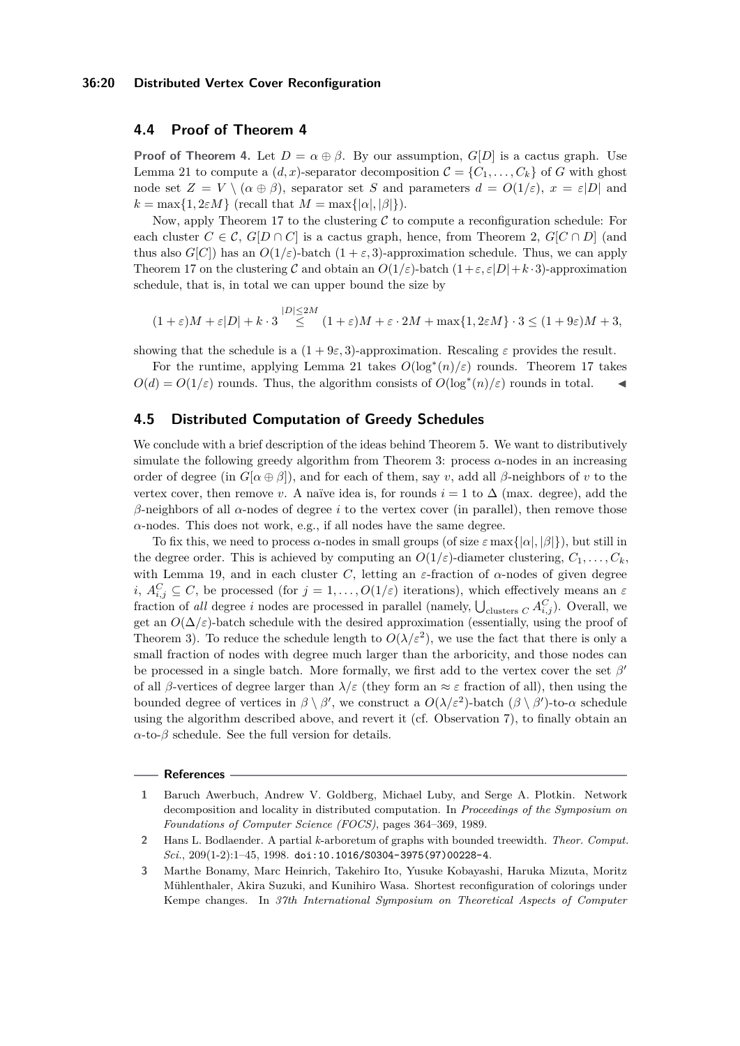## 4.4 Proof of Theorem 4

**Proof of Theorem 4.** Let $D = \alpha \oplus \beta$. By our assumption, $G[D]$ is a cactus graph. Use Lemma 21 to compute a $(d, x)$-separator decomposition $\mathcal{C} = \{C_1, \ldots, C_k\}$ of $G$ with ghost node set $Z = V \setminus (\alpha \oplus \beta)$, separator set $S$ and parameters $d = O(1/\varepsilon)$, $x = \varepsilon|D|$ and $k = \max\{1, 2\varepsilon M\}$ (recall that $M = \max\{|\alpha|, |\beta|\}$).

Now, apply Theorem 17 to the clustering $\mathcal{C}$ to compute a reconfiguration schedule: For each cluster $C \in \mathcal{C}$, $G[D \cap C]$ is a cactus graph, hence, from Theorem 2, $G[C \cap D]$ (and thus also $G[C]$) has an $O(1/\varepsilon)$-batch $(1 + \varepsilon, 3)$-approximation schedule. Thus, we can apply Theorem 17 on the clustering $\mathcal{C}$ and obtain an $O(1/\varepsilon)$-batch $(1+\varepsilon, \varepsilon|D|+k\cdot 3)$-approximation schedule, that is, in total we can upper bound the size by

$$(1+\varepsilon)M + \varepsilon|D| + k \cdot 3 \overset{|D|\leq 2M}{\leq} (1+\varepsilon)M + \varepsilon \cdot 2M + \max\{1, 2\varepsilon M\} \cdot 3 \leq (1+9\varepsilon)M + 3,$$

showing that the schedule is a $(1 + 9\varepsilon, 3)$-approximation. Rescaling $\varepsilon$ provides the result.

For the runtime, applying Lemma 21 takes $O(\log^*(n)/\varepsilon)$ rounds. Theorem 17 takes $O(d) = O(1/\varepsilon)$ rounds. Thus, the algorithm consists of $O(\log^*(n)/\varepsilon)$ rounds in total. ◂

## 4.5 Distributed Computation of Greedy Schedules

We conclude with a brief description of the ideas behind Theorem 5. We want to distributively simulate the following greedy algorithm from Theorem 3: process $\alpha$-nodes in an increasing order of degree (in $G[\alpha \oplus \beta]$), and for each of them, say $v$, add all $\beta$-neighbors of $v$ to the vertex cover, then remove $v$. A naïve idea is, for rounds $i = 1$ to $\Delta$ (max. degree), add the $\beta$-neighbors of all $\alpha$-nodes of degree $i$ to the vertex cover (in parallel), then remove those $\alpha$-nodes. This does not work, e.g., if all nodes have the same degree.

To fix this, we need to process $\alpha$-nodes in small groups (of size $\varepsilon \max\{|\alpha|, |\beta|\}$), but still in the degree order. This is achieved by computing an $O(1/\varepsilon)$-diameter clustering, $C_1, \ldots, C_k$, with Lemma 19, and in each cluster $C$, letting an $\varepsilon$-fraction of $\alpha$-nodes of given degree $i$, $A^C_{i,j} \subseteq C$, be processed (for $j = 1, \ldots, O(1/\varepsilon)$ iterations), which effectively means an $\varepsilon$ fraction of *all* degree $i$ nodes are processed in parallel (namely, $\bigcup_{\text{clusters } C} A^C_{i,j}$). Overall, we get an $O(\Delta/\varepsilon)$-batch schedule with the desired approximation (essentially, using the proof of Theorem 3). To reduce the schedule length to $O(\lambda/\varepsilon^2)$, we use the fact that there is only a small fraction of nodes with degree much larger than the arboricity, and those nodes can be processed in a single batch. More formally, we first add to the vertex cover the set $\beta'$ of all $\beta$-vertices of degree larger than $\lambda/\varepsilon$ (they form an $\approx \varepsilon$ fraction of all), then using the bounded degree of vertices in $\beta \setminus \beta'$, we construct a $O(\lambda/\varepsilon^2)$-batch $(\beta \setminus \beta')$-to-$\alpha$ schedule using the algorithm described above, and revert it (cf. Observation 7), to finally obtain an $\alpha$-to-$\beta$ schedule. See the full version for details.

## References

1. Baruch Awerbuch, Andrew V. Goldberg, Michael Luby, and Serge A. Plotkin. Network decomposition and locality in distributed computation. In *Proceedings of the Symposium on Foundations of Computer Science (FOCS)*, pages 364–369, 1989.
2. Hans L. Bodlaender. A partial $k$-arboretum of graphs with bounded treewidth. *Theor. Comput. Sci.*, 209(1-2):1–45, 1998. doi:10.1016/S0304-3975(97)00228-4.
3. Marthe Bonamy, Marc Heinrich, Takehiro Ito, Yusuke Kobayashi, Haruka Mizuta, Moritz Mühlenthaler, Akira Suzuki, and Kunihiro Wasa. Shortest reconfiguration of colorings under Kempe changes. In *37th International Symposium on Theoretical Aspects of Computer*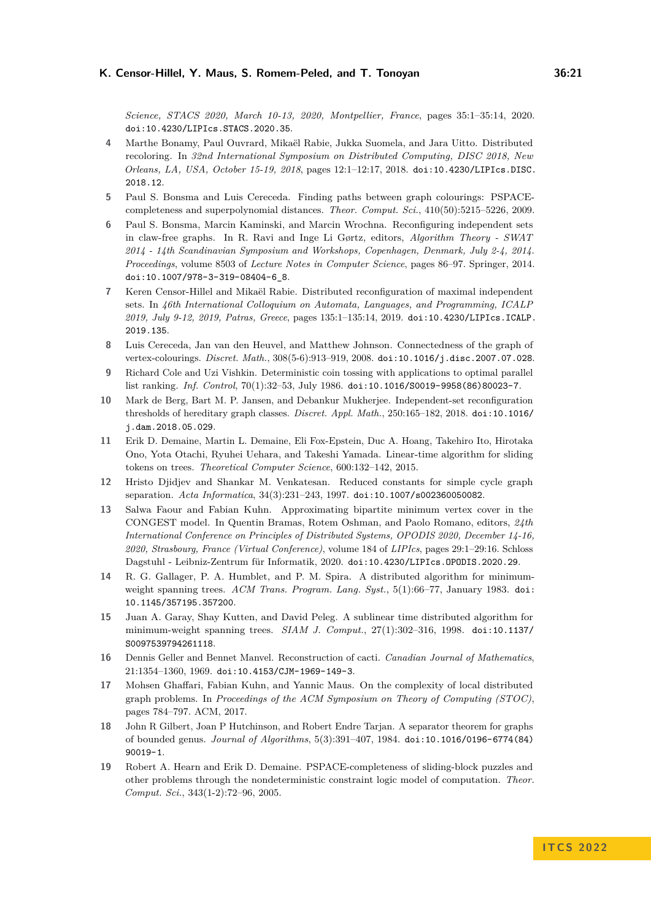*Science, STACS 2020, March 10-13, 2020, Montpellier, France*, pages 35:1–35:14, 2020. doi:10.4230/LIPIcs.STACS.2020.35.

4. Marthe Bonamy, Paul Ouvrard, Mikaël Rabie, Jukka Suomela, and Jara Uitto. Distributed recoloring. In *32nd International Symposium on Distributed Computing, DISC 2018, New Orleans, LA, USA, October 15-19, 2018*, pages 12:1–12:17, 2018. doi:10.4230/LIPIcs.DISC.2018.12.
5. Paul S. Bonsma and Luis Cereceda. Finding paths between graph colourings: PSPACE-completeness and superpolynomial distances. *Theor. Comput. Sci.*, 410(50):5215–5226, 2009.
6. Paul S. Bonsma, Marcin Kaminski, and Marcin Wrochna. Reconfiguring independent sets in claw-free graphs. In R. Ravi and Inge Li Gørtz, editors, *Algorithm Theory - SWAT 2014 - 14th Scandinavian Symposium and Workshops, Copenhagen, Denmark, July 2-4, 2014. Proceedings*, volume 8503 of *Lecture Notes in Computer Science*, pages 86–97. Springer, 2014. doi:10.1007/978-3-319-08404-6_8.
7. Keren Censor-Hillel and Mikaël Rabie. Distributed reconfiguration of maximal independent sets. In *46th International Colloquium on Automata, Languages, and Programming, ICALP 2019, July 9-12, 2019, Patras, Greece*, pages 135:1–135:14, 2019. doi:10.4230/LIPIcs.ICALP.2019.135.
8. Luis Cereceda, Jan van den Heuvel, and Matthew Johnson. Connectedness of the graph of vertex-colourings. *Discret. Math.*, 308(5-6):913–919, 2008. doi:10.1016/j.disc.2007.07.028.
9. Richard Cole and Uzi Vishkin. Deterministic coin tossing with applications to optimal parallel list ranking. *Inf. Control*, 70(1):32–53, July 1986. doi:10.1016/S0019-9958(86)80023-7.
10. Mark de Berg, Bart M. P. Jansen, and Debankur Mukherjee. Independent-set reconfiguration thresholds of hereditary graph classes. *Discret. Appl. Math.*, 250:165–182, 2018. doi:10.1016/j.dam.2018.05.029.
11. Erik D. Demaine, Martin L. Demaine, Eli Fox-Epstein, Duc A. Hoang, Takehiro Ito, Hirotaka Ono, Yota Otachi, Ryuhei Uehara, and Takeshi Yamada. Linear-time algorithm for sliding tokens on trees. *Theoretical Computer Science*, 600:132–142, 2015.
12. Hristo Djidjev and Shankar M. Venkatesan. Reduced constants for simple cycle graph separation. *Acta Informatica*, 34(3):231–243, 1997. doi:10.1007/s002360050082.
13. Salwa Faour and Fabian Kuhn. Approximating bipartite minimum vertex cover in the CONGEST model. In Quentin Bramas, Rotem Oshman, and Paolo Romano, editors, *24th International Conference on Principles of Distributed Systems, OPODIS 2020, December 14-16, 2020, Strasbourg, France (Virtual Conference)*, volume 184 of *LIPIcs*, pages 29:1–29:16. Schloss Dagstuhl - Leibniz-Zentrum für Informatik, 2020. doi:10.4230/LIPIcs.OPODIS.2020.29.
14. R. G. Gallager, P. A. Humblet, and P. M. Spira. A distributed algorithm for minimum-weight spanning trees. *ACM Trans. Program. Lang. Syst.*, 5(1):66–77, January 1983. doi:10.1145/357195.357200.
15. Juan A. Garay, Shay Kutten, and David Peleg. A sublinear time distributed algorithm for minimum-weight spanning trees. *SIAM J. Comput.*, 27(1):302–316, 1998. doi:10.1137/S0097539794261118.
16. Dennis Geller and Bennet Manvel. Reconstruction of cacti. *Canadian Journal of Mathematics*, 21:1354–1360, 1969. doi:10.4153/CJM-1969-149-3.
17. Mohsen Ghaffari, Fabian Kuhn, and Yannic Maus. On the complexity of local distributed graph problems. In *Proceedings of the ACM Symposium on Theory of Computing (STOC)*, pages 784–797. ACM, 2017.
18. John R Gilbert, Joan P Hutchinson, and Robert Endre Tarjan. A separator theorem for graphs of bounded genus. *Journal of Algorithms*, 5(3):391–407, 1984. doi:10.1016/0196-6774(84)90019-1.
19. Robert A. Hearn and Erik D. Demaine. PSPACE-completeness of sliding-block puzzles and other problems through the nondeterministic constraint logic model of computation. *Theor. Comput. Sci.*, 343(1-2):72–96, 2005.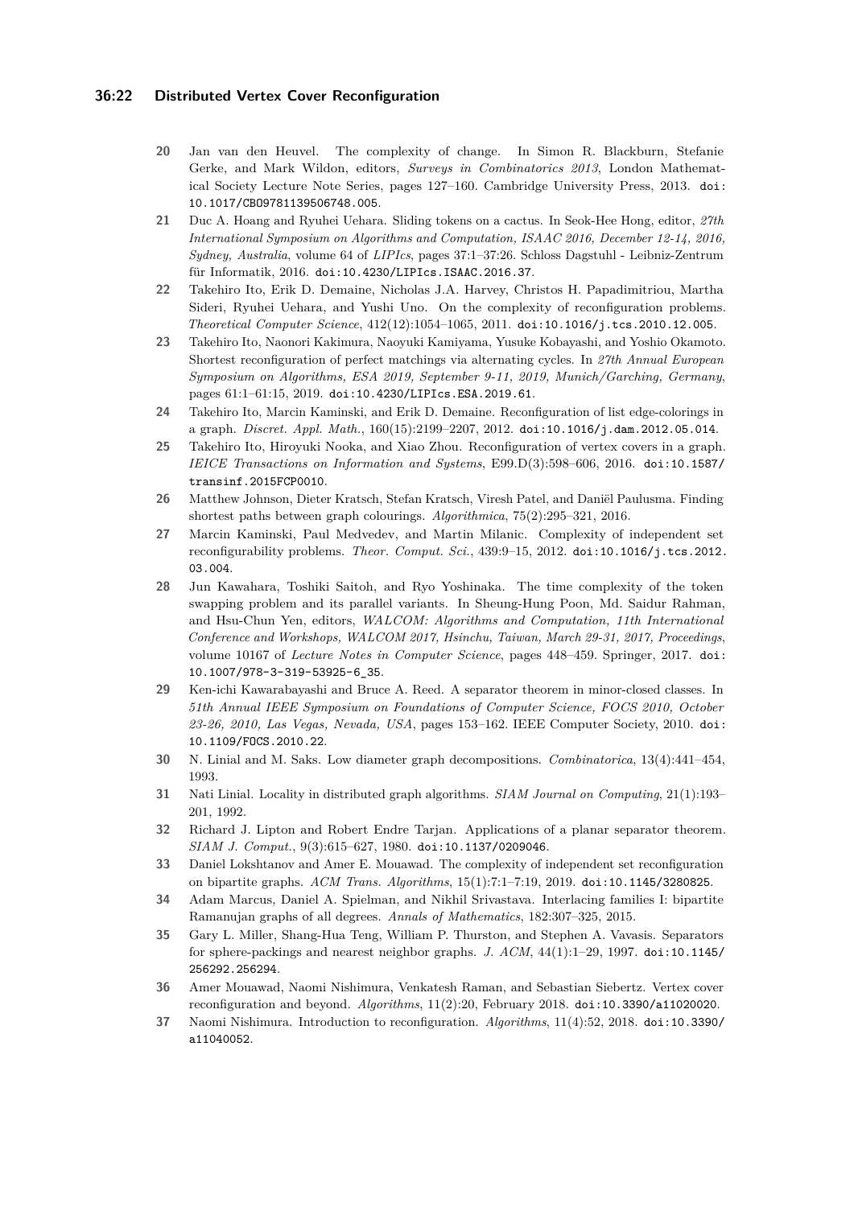20 Jan van den Heuvel. The complexity of change. In Simon R. Blackburn, Stefanie Gerke, and Mark Wildon, editors, *Surveys in Combinatorics 2013*, London Mathematical Society Lecture Note Series, pages 127–160. Cambridge University Press, 2013. doi:10.1017/CBO9781139506748.005.

21 Duc A. Hoang and Ryuhei Uehara. Sliding tokens on a cactus. In Seok-Hee Hong, editor, *27th International Symposium on Algorithms and Computation, ISAAC 2016, December 12-14, 2016, Sydney, Australia*, volume 64 of *LIPIcs*, pages 37:1–37:26. Schloss Dagstuhl - Leibniz-Zentrum für Informatik, 2016. doi:10.4230/LIPIcs.ISAAC.2016.37.

22 Takehiro Ito, Erik D. Demaine, Nicholas J.A. Harvey, Christos H. Papadimitriou, Martha Sideri, Ryuhei Uehara, and Yushi Uno. On the complexity of reconfiguration problems. *Theoretical Computer Science*, 412(12):1054–1065, 2011. doi:10.1016/j.tcs.2010.12.005.

23 Takehiro Ito, Naonori Kakimura, Naoyuki Kamiyama, Yusuke Kobayashi, and Yoshio Okamoto. Shortest reconfiguration of perfect matchings via alternating cycles. In *27th Annual European Symposium on Algorithms, ESA 2019, September 9-11, 2019, Munich/Garching, Germany*, pages 61:1–61:15, 2019. doi:10.4230/LIPIcs.ESA.2019.61.

24 Takehiro Ito, Marcin Kaminski, and Erik D. Demaine. Reconfiguration of list edge-colorings in a graph. *Discret. Appl. Math.*, 160(15):2199–2207, 2012. doi:10.1016/j.dam.2012.05.014.

25 Takehiro Ito, Hiroyuki Nooka, and Xiao Zhou. Reconfiguration of vertex covers in a graph. *IEICE Transactions on Information and Systems*, E99.D(3):598–606, 2016. doi:10.1587/transinf.2015FCP0010.

26 Matthew Johnson, Dieter Kratsch, Stefan Kratsch, Viresh Patel, and Daniël Paulusma. Finding shortest paths between graph colourings. *Algorithmica*, 75(2):295–321, 2016.

27 Marcin Kaminski, Paul Medvedev, and Martin Milanic. Complexity of independent set reconfigurability problems. *Theor. Comput. Sci.*, 439:9–15, 2012. doi:10.1016/j.tcs.2012.03.004.

28 Jun Kawahara, Toshiki Saitoh, and Ryo Yoshinaka. The time complexity of the token swapping problem and its parallel variants. In Sheung-Hung Poon, Md. Saidur Rahman, and Hsu-Chun Yen, editors, *WALCOM: Algorithms and Computation, 11th International Conference and Workshops, WALCOM 2017, Hsinchu, Taiwan, March 29-31, 2017, Proceedings*, volume 10167 of *Lecture Notes in Computer Science*, pages 448–459. Springer, 2017. doi:10.1007/978-3-319-53925-6_35.

29 Ken-ichi Kawarabayashi and Bruce A. Reed. A separator theorem in minor-closed classes. In *51th Annual IEEE Symposium on Foundations of Computer Science, FOCS 2010, October 23-26, 2010, Las Vegas, Nevada, USA*, pages 153–162. IEEE Computer Society, 2010. doi:10.1109/FOCS.2010.22.

30 N. Linial and M. Saks. Low diameter graph decompositions. *Combinatorica*, 13(4):441–454, 1993.

31 Nati Linial. Locality in distributed graph algorithms. *SIAM Journal on Computing*, 21(1):193–201, 1992.

32 Richard J. Lipton and Robert Endre Tarjan. Applications of a planar separator theorem. *SIAM J. Comput.*, 9(3):615–627, 1980. doi:10.1137/0209046.

33 Daniel Lokshtanov and Amer E. Mouawad. The complexity of independent set reconfiguration on bipartite graphs. *ACM Trans. Algorithms*, 15(1):7:1–7:19, 2019. doi:10.1145/3280825.

34 Adam Marcus, Daniel A. Spielman, and Nikhil Srivastava. Interlacing families I: bipartite Ramanujan graphs of all degrees. *Annals of Mathematics*, 182:307–325, 2015.

35 Gary L. Miller, Shang-Hua Teng, William P. Thurston, and Stephen A. Vavasis. Separators for sphere-packings and nearest neighbor graphs. *J. ACM*, 44(1):1–29, 1997. doi:10.1145/256292.256294.

36 Amer Mouawad, Naomi Nishimura, Venkatesh Raman, and Sebastian Siebertz. Vertex cover reconfiguration and beyond. *Algorithms*, 11(2):20, February 2018. doi:10.3390/a11020020.

37 Naomi Nishimura. Introduction to reconfiguration. *Algorithms*, 11(4):52, 2018. doi:10.3390/a11040052.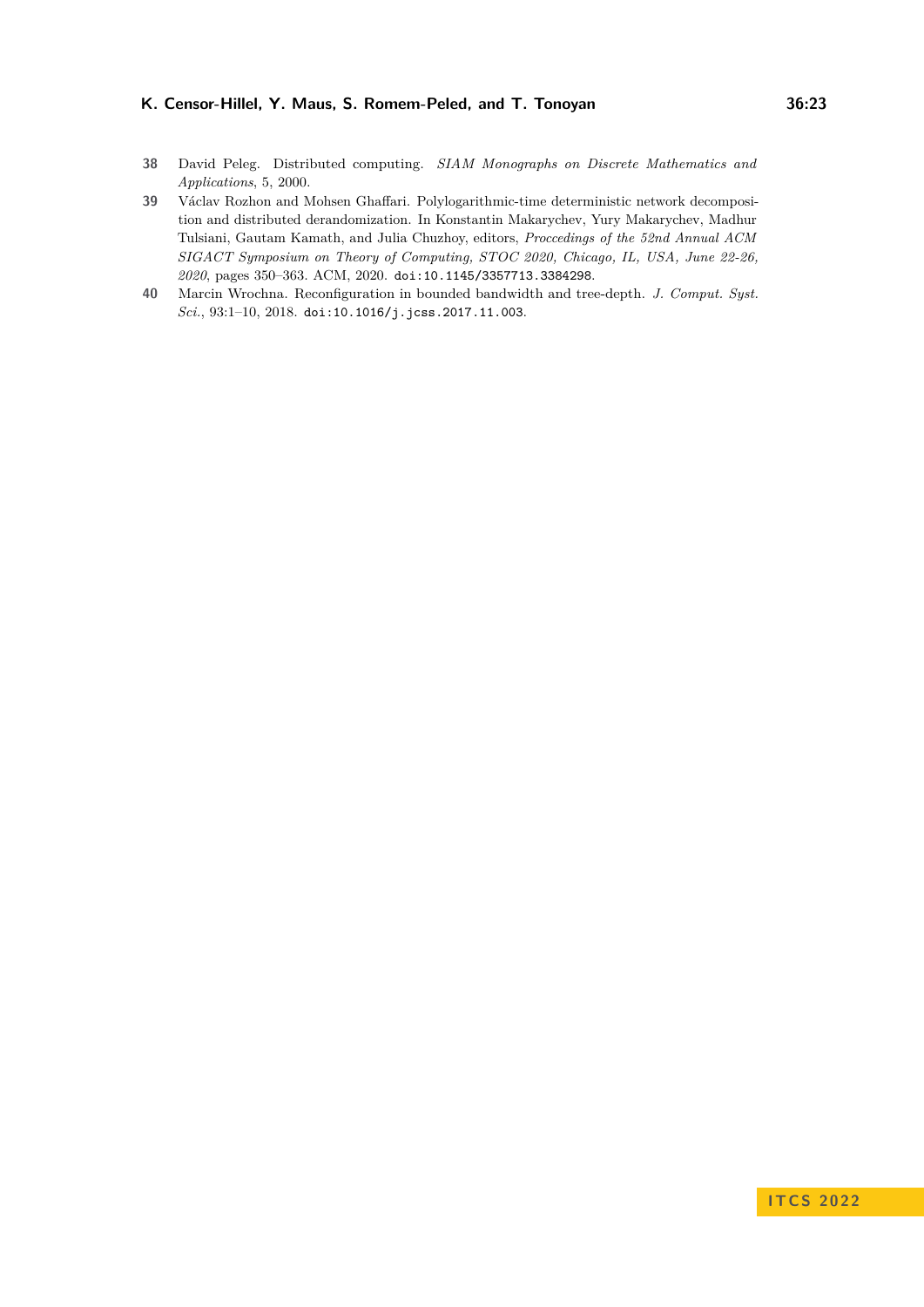38 David Peleg. Distributed computing. *SIAM Monographs on Discrete Mathematics and Applications*, 5, 2000.

39 Václav Rozhon and Mohsen Ghaffari. Polylogarithmic-time deterministic network decomposition and distributed derandomization. In Konstantin Makarychev, Yury Makarychev, Madhur Tulsiani, Gautam Kamath, and Julia Chuzhoy, editors, *Proccedings of the 52nd Annual ACM SIGACT Symposium on Theory of Computing, STOC 2020, Chicago, IL, USA, June 22-26, 2020*, pages 350–363. ACM, 2020. doi:10.1145/3357713.3384298.

40 Marcin Wrochna. Reconfiguration in bounded bandwidth and tree-depth. *J. Comput. Syst. Sci.*, 93:1–10, 2018. doi:10.1016/j.jcss.2017.11.003.